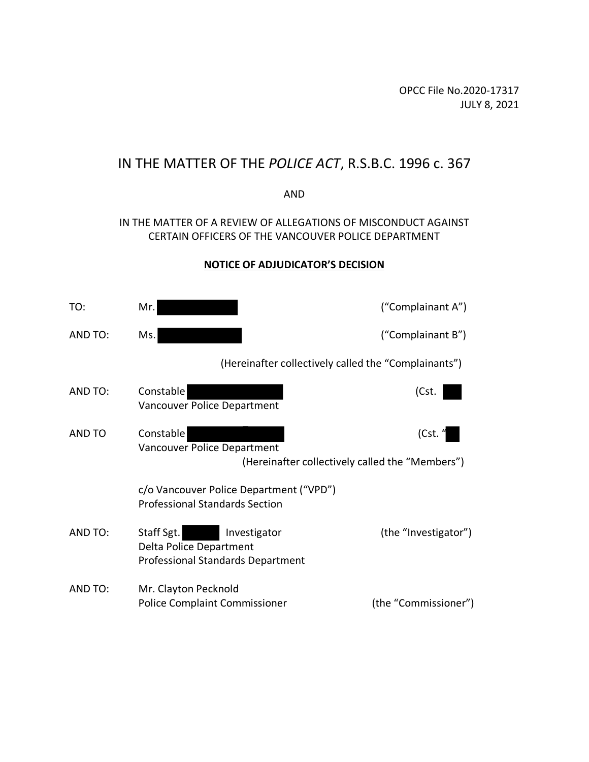OPCC File No.2020-17317
JULY 8, 2021

# IN THE MATTER OF THE *POLICE ACT*, R.S.B.C. 1996 c. 367

AND

IN THE MATTER OF A REVIEW OF ALLEGATIONS OF MISCONDUCT AGAINST CERTAIN OFFICERS OF THE VANCOUVER POLICE DEPARTMENT

## **NOTICE OF ADJUDICATOR'S DECISION**

TO: Mr. [redacted] ("Complainant A")

AND TO: Ms. [redacted] ("Complainant B")

(Hereinafter collectively called the "Complainants")

AND TO: Constable [redacted] (Cst. [redacted]
Vancouver Police Department

AND TO Constable [redacted] (Cst. "[redacted]
Vancouver Police Department

(Hereinafter collectively called the "Members")

c/o Vancouver Police Department ("VPD")
Professional Standards Section

AND TO: Staff Sgt. [redacted] Investigator (the "Investigator")
Delta Police Department
Professional Standards Department

AND TO: Mr. Clayton Pecknold
Police Complaint Commissioner (the "Commissioner")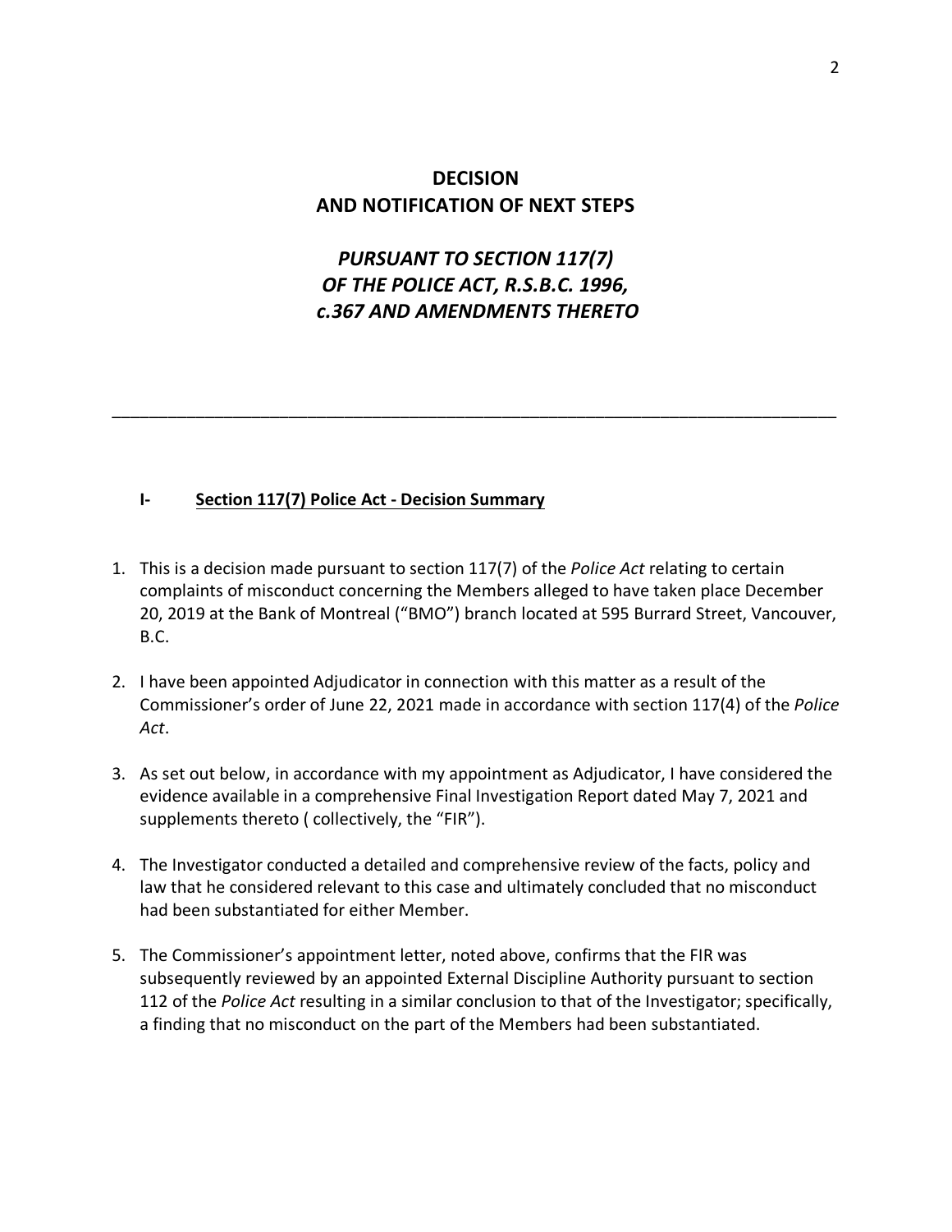# DECISION
# AND NOTIFICATION OF NEXT STEPS

## *PURSUANT TO SECTION 117(7) OF THE POLICE ACT, R.S.B.C. 1996, c.367 AND AMENDMENTS THERETO*

---

### I- Section 117(7) Police Act - Decision Summary

1. This is a decision made pursuant to section 117(7) of the *Police Act* relating to certain complaints of misconduct concerning the Members alleged to have taken place December 20, 2019 at the Bank of Montreal ("BMO") branch located at 595 Burrard Street, Vancouver, B.C.

2. I have been appointed Adjudicator in connection with this matter as a result of the Commissioner's order of June 22, 2021 made in accordance with section 117(4) of the *Police Act*.

3. As set out below, in accordance with my appointment as Adjudicator, I have considered the evidence available in a comprehensive Final Investigation Report dated May 7, 2021 and supplements thereto ( collectively, the "FIR").

4. The Investigator conducted a detailed and comprehensive review of the facts, policy and law that he considered relevant to this case and ultimately concluded that no misconduct had been substantiated for either Member.

5. The Commissioner's appointment letter, noted above, confirms that the FIR was subsequently reviewed by an appointed External Discipline Authority pursuant to section 112 of the *Police Act* resulting in a similar conclusion to that of the Investigator; specifically, a finding that no misconduct on the part of the Members had been substantiated.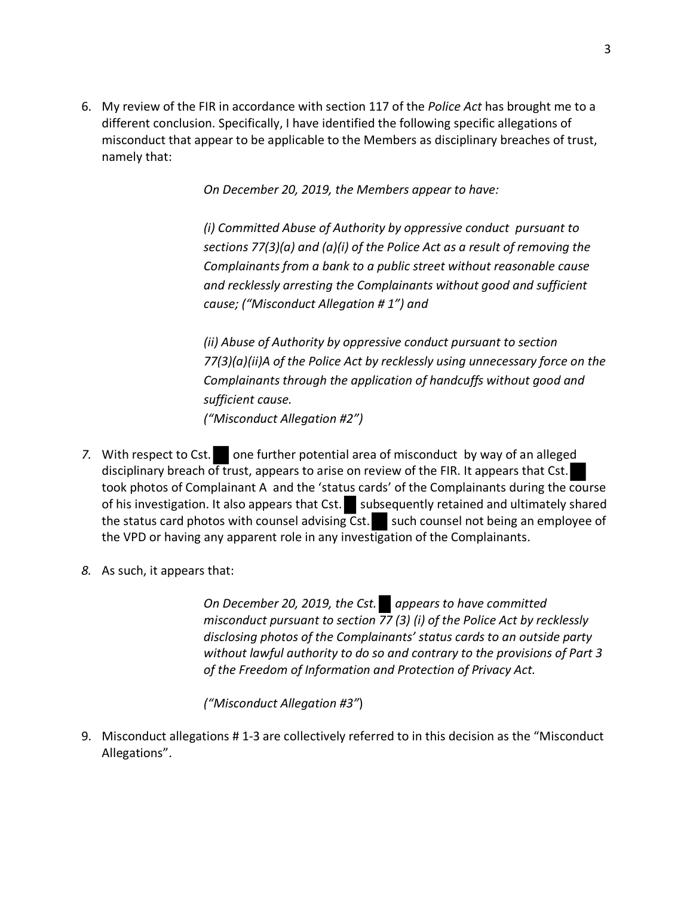6. My review of the FIR in accordance with section 117 of the *Police Act* has brought me to a different conclusion. Specifically, I have identified the following specific allegations of misconduct that appear to be applicable to the Members as disciplinary breaches of trust, namely that:

   > *On December 20, 2019, the Members appear to have:*
   >
   > *(i) Committed Abuse of Authority by oppressive conduct pursuant to sections 77(3)(a) and (a)(i) of the Police Act as a result of removing the Complainants from a bank to a public street without reasonable cause and recklessly arresting the Complainants without good and sufficient cause; ("Misconduct Allegation # 1") and*
   >
   > *(ii) Abuse of Authority by oppressive conduct pursuant to section 77(3)(a)(ii)A of the Police Act by recklessly using unnecessary force on the Complainants through the application of handcuffs without good and sufficient cause.*
   > *("Misconduct Allegation #2")*

7. With respect to Cst. █ one further potential area of misconduct by way of an alleged disciplinary breach of trust, appears to arise on review of the FIR. It appears that Cst. █ took photos of Complainant A and the 'status cards' of the Complainants during the course of his investigation. It also appears that Cst. █ subsequently retained and ultimately shared the status card photos with counsel advising Cst. █ such counsel not being an employee of the VPD or having any apparent role in any investigation of the Complainants.

8. As such, it appears that:

   > *On December 20, 2019, the Cst. █ appears to have committed misconduct pursuant to section 77 (3) (i) of the Police Act by recklessly disclosing photos of the Complainants' status cards to an outside party without lawful authority to do so and contrary to the provisions of Part 3 of the Freedom of Information and Protection of Privacy Act.*
   >
   > *("Misconduct Allegation #3"*)

9. Misconduct allegations # 1-3 are collectively referred to in this decision as the "Misconduct Allegations".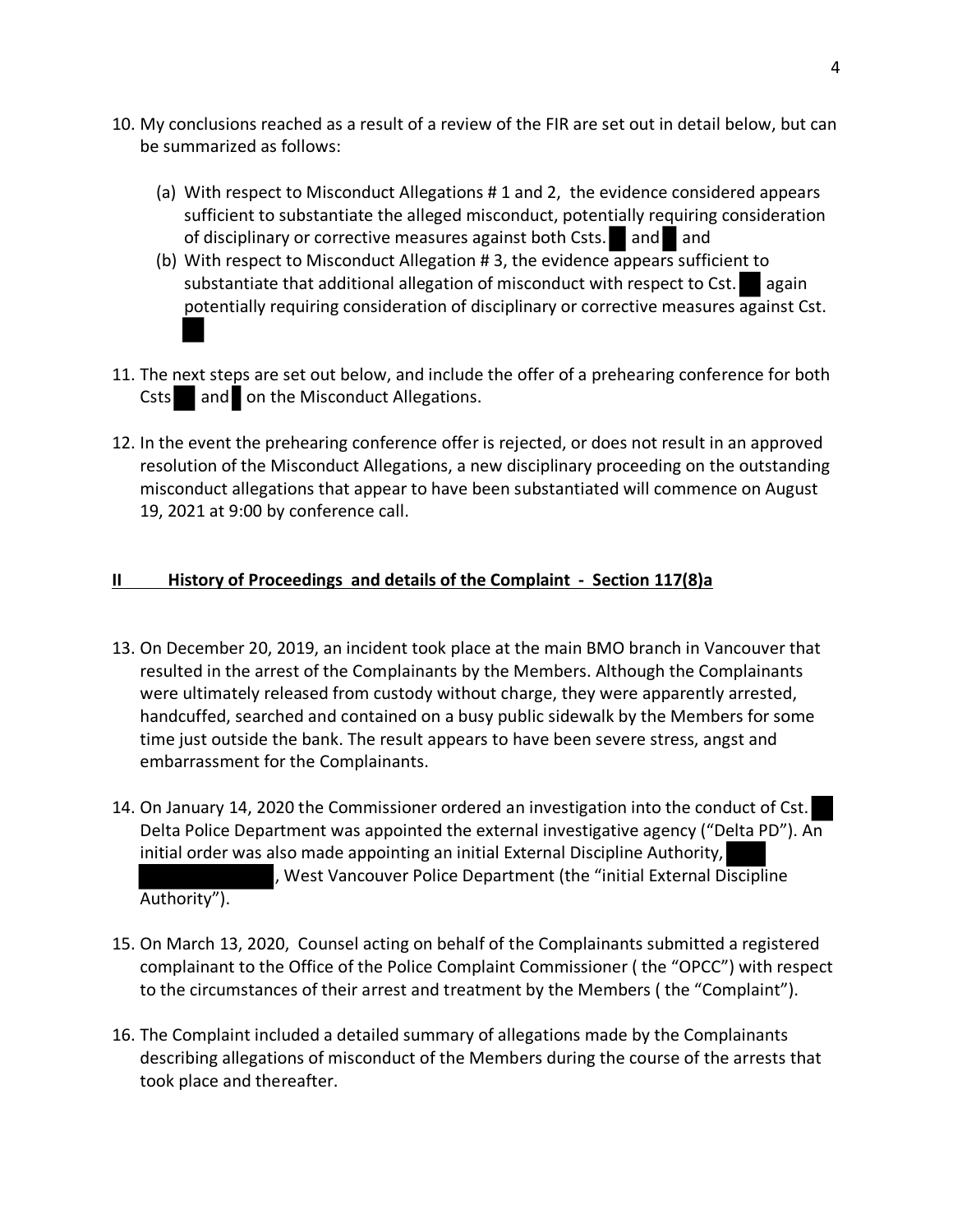10. My conclusions reached as a result of a review of the FIR are set out in detail below, but can be summarized as follows:

    (a) With respect to Misconduct Allegations # 1 and 2, the evidence considered appears sufficient to substantiate the alleged misconduct, potentially requiring consideration of disciplinary or corrective measures against both Csts. ██ and ██ and

    (b) With respect to Misconduct Allegation # 3, the evidence appears sufficient to substantiate that additional allegation of misconduct with respect to Cst. ██ again potentially requiring consideration of disciplinary or corrective measures against Cst. ██

11. The next steps are set out below, and include the offer of a prehearing conference for both Csts ██ and ██ on the Misconduct Allegations.

12. In the event the prehearing conference offer is rejected, or does not result in an approved resolution of the Misconduct Allegations, a new disciplinary proceeding on the outstanding misconduct allegations that appear to have been substantiated will commence on August 19, 2021 at 9:00 by conference call.

## II History of Proceedings and details of the Complaint - Section 117(8)a

13. On December 20, 2019, an incident took place at the main BMO branch in Vancouver that resulted in the arrest of the Complainants by the Members. Although the Complainants were ultimately released from custody without charge, they were apparently arrested, handcuffed, searched and contained on a busy public sidewalk by the Members for some time just outside the bank. The result appears to have been severe stress, angst and embarrassment for the Complainants.

14. On January 14, 2020 the Commissioner ordered an investigation into the conduct of Cst. ██ Delta Police Department was appointed the external investigative agency ("Delta PD"). An initial order was also made appointing an initial External Discipline Authority, ██████████, West Vancouver Police Department (the "initial External Discipline Authority").

15. On March 13, 2020, Counsel acting on behalf of the Complainants submitted a registered complainant to the Office of the Police Complaint Commissioner ( the "OPCC") with respect to the circumstances of their arrest and treatment by the Members ( the "Complaint").

16. The Complaint included a detailed summary of allegations made by the Complainants describing allegations of misconduct of the Members during the course of the arrests that took place and thereafter.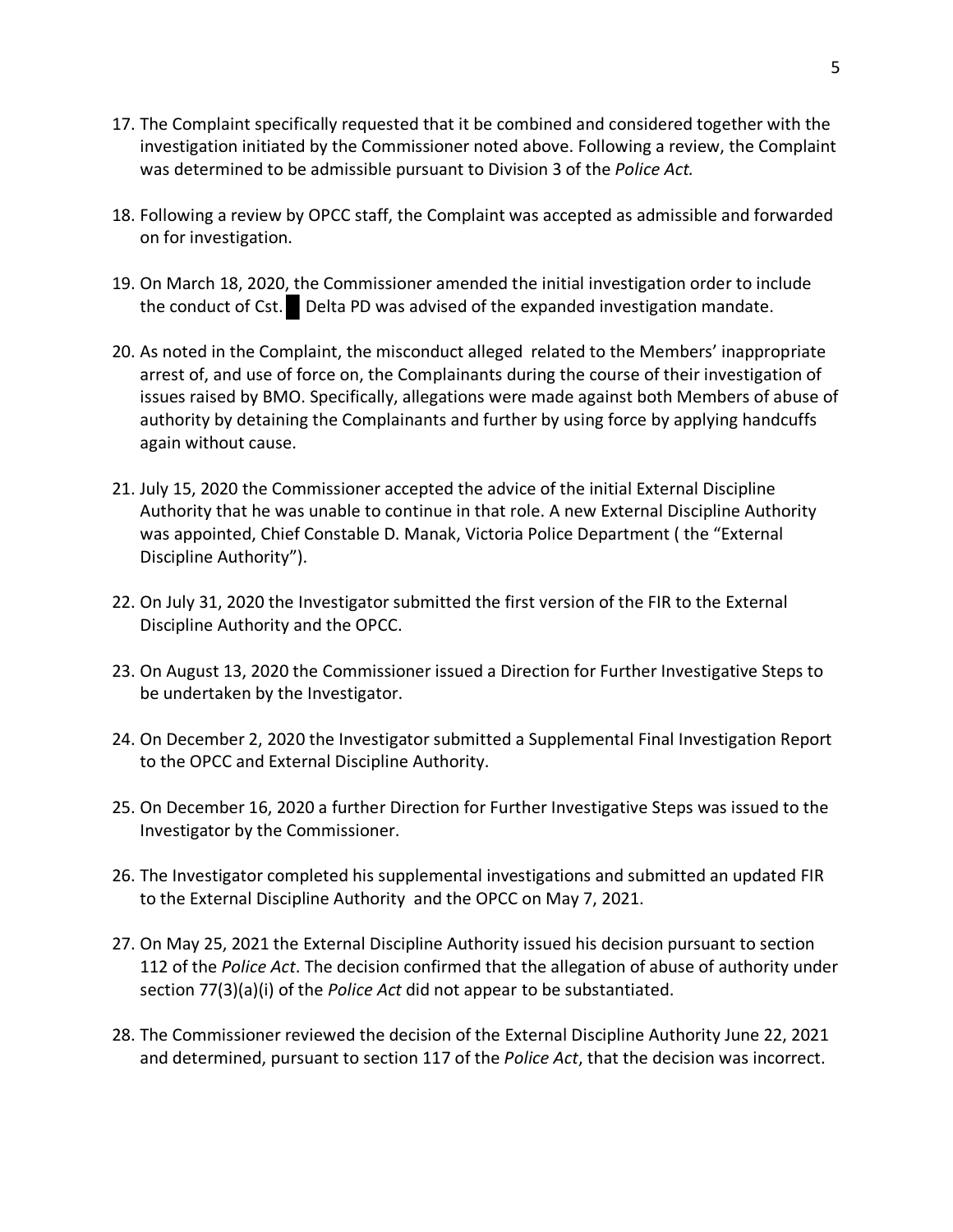17. The Complaint specifically requested that it be combined and considered together with the investigation initiated by the Commissioner noted above. Following a review, the Complaint was determined to be admissible pursuant to Division 3 of the *Police Act.*

18. Following a review by OPCC staff, the Complaint was accepted as admissible and forwarded on for investigation.

19. On March 18, 2020, the Commissioner amended the initial investigation order to include the conduct of Cst. █ Delta PD was advised of the expanded investigation mandate.

20. As noted in the Complaint, the misconduct alleged related to the Members' inappropriate arrest of, and use of force on, the Complainants during the course of their investigation of issues raised by BMO. Specifically, allegations were made against both Members of abuse of authority by detaining the Complainants and further by using force by applying handcuffs again without cause.

21. July 15, 2020 the Commissioner accepted the advice of the initial External Discipline Authority that he was unable to continue in that role. A new External Discipline Authority was appointed, Chief Constable D. Manak, Victoria Police Department ( the "External Discipline Authority").

22. On July 31, 2020 the Investigator submitted the first version of the FIR to the External Discipline Authority and the OPCC.

23. On August 13, 2020 the Commissioner issued a Direction for Further Investigative Steps to be undertaken by the Investigator.

24. On December 2, 2020 the Investigator submitted a Supplemental Final Investigation Report to the OPCC and External Discipline Authority.

25. On December 16, 2020 a further Direction for Further Investigative Steps was issued to the Investigator by the Commissioner.

26. The Investigator completed his supplemental investigations and submitted an updated FIR to the External Discipline Authority and the OPCC on May 7, 2021.

27. On May 25, 2021 the External Discipline Authority issued his decision pursuant to section 112 of the *Police Act*. The decision confirmed that the allegation of abuse of authority under section 77(3)(a)(i) of the *Police Act* did not appear to be substantiated.

28. The Commissioner reviewed the decision of the External Discipline Authority June 22, 2021 and determined, pursuant to section 117 of the *Police Act*, that the decision was incorrect.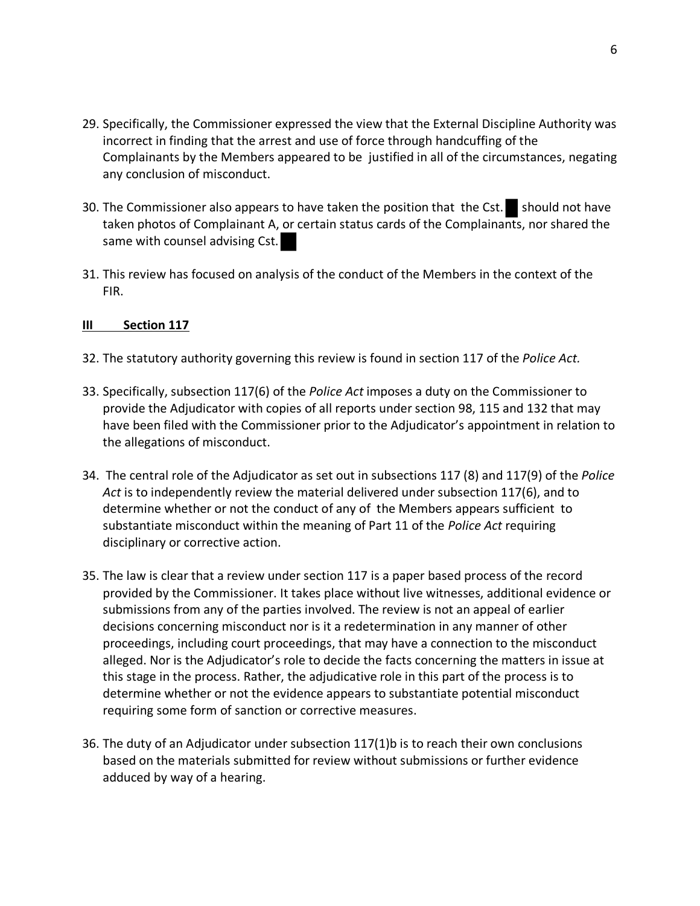29. Specifically, the Commissioner expressed the view that the External Discipline Authority was incorrect in finding that the arrest and use of force through handcuffing of the Complainants by the Members appeared to be justified in all of the circumstances, negating any conclusion of misconduct.

30. The Commissioner also appears to have taken the position that the Cst. ██ should not have taken photos of Complainant A, or certain status cards of the Complainants, nor shared the same with counsel advising Cst. ██

31. This review has focused on analysis of the conduct of the Members in the context of the FIR.

## <u>III Section 117</u>

32. The statutory authority governing this review is found in section 117 of the *Police Act.*

33. Specifically, subsection 117(6) of the *Police Act* imposes a duty on the Commissioner to provide the Adjudicator with copies of all reports under section 98, 115 and 132 that may have been filed with the Commissioner prior to the Adjudicator's appointment in relation to the allegations of misconduct.

34. The central role of the Adjudicator as set out in subsections 117 (8) and 117(9) of the *Police Act* is to independently review the material delivered under subsection 117(6), and to determine whether or not the conduct of any of the Members appears sufficient to substantiate misconduct within the meaning of Part 11 of the *Police Act* requiring disciplinary or corrective action.

35. The law is clear that a review under section 117 is a paper based process of the record provided by the Commissioner. It takes place without live witnesses, additional evidence or submissions from any of the parties involved. The review is not an appeal of earlier decisions concerning misconduct nor is it a redetermination in any manner of other proceedings, including court proceedings, that may have a connection to the misconduct alleged. Nor is the Adjudicator's role to decide the facts concerning the matters in issue at this stage in the process. Rather, the adjudicative role in this part of the process is to determine whether or not the evidence appears to substantiate potential misconduct requiring some form of sanction or corrective measures.

36. The duty of an Adjudicator under subsection 117(1)b is to reach their own conclusions based on the materials submitted for review without submissions or further evidence adduced by way of a hearing.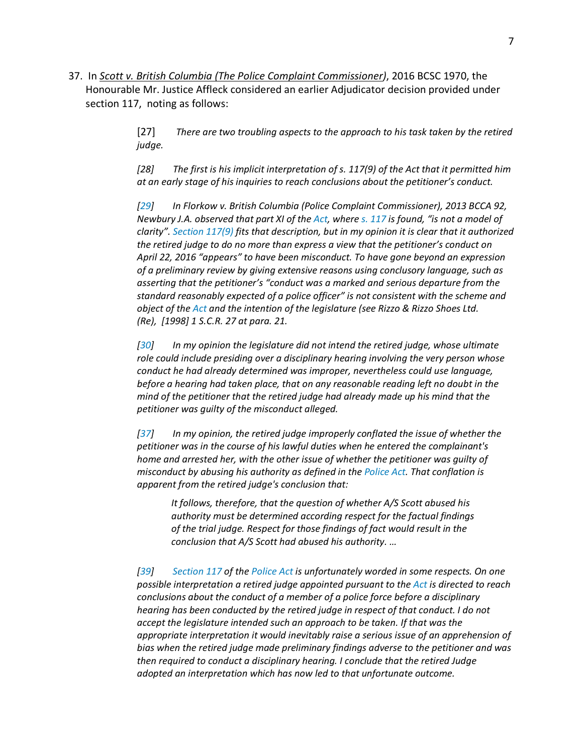37. In *Scott v. British Columbia (The Police Complaint Commissioner)*, 2016 BCSC 1970, the Honourable Mr. Justice Affleck considered an earlier Adjudicator decision provided under section 117, noting as follows:

> [27] *There are two troubling aspects to the approach to his task taken by the retired judge.*
>
> *[28] The first is his implicit interpretation of s. 117(9) of the Act that it permitted him at an early stage of his inquiries to reach conclusions about the petitioner's conduct.*
>
> *[29] In Florkow v. British Columbia (Police Complaint Commissioner), 2013 BCCA 92, Newbury J.A. observed that part XI of the Act, where s. 117 is found, "is not a model of clarity". Section 117(9) fits that description, but in my opinion it is clear that it authorized the retired judge to do no more than express a view that the petitioner's conduct on April 22, 2016 "appears" to have been misconduct. To have gone beyond an expression of a preliminary review by giving extensive reasons using conclusory language, such as asserting that the petitioner's "conduct was a marked and serious departure from the standard reasonably expected of a police officer" is not consistent with the scheme and object of the Act and the intention of the legislature (see Rizzo & Rizzo Shoes Ltd. (Re), [1998] 1 S.C.R. 27 at para. 21.*
>
> *[30] In my opinion the legislature did not intend the retired judge, whose ultimate role could include presiding over a disciplinary hearing involving the very person whose conduct he had already determined was improper, nevertheless could use language, before a hearing had taken place, that on any reasonable reading left no doubt in the mind of the petitioner that the retired judge had already made up his mind that the petitioner was guilty of the misconduct alleged.*
>
> *[37] In my opinion, the retired judge improperly conflated the issue of whether the petitioner was in the course of his lawful duties when he entered the complainant's home and arrested her, with the other issue of whether the petitioner was guilty of misconduct by abusing his authority as defined in the Police Act. That conflation is apparent from the retired judge's conclusion that:*
>
> > *It follows, therefore, that the question of whether A/S Scott abused his authority must be determined according respect for the factual findings of the trial judge. Respect for those findings of fact would result in the conclusion that A/S Scott had abused his authority. …*
>
> *[39] Section 117 of the Police Act is unfortunately worded in some respects. On one possible interpretation a retired judge appointed pursuant to the Act is directed to reach conclusions about the conduct of a member of a police force before a disciplinary hearing has been conducted by the retired judge in respect of that conduct. I do not accept the legislature intended such an approach to be taken. If that was the appropriate interpretation it would inevitably raise a serious issue of an apprehension of bias when the retired judge made preliminary findings adverse to the petitioner and was then required to conduct a disciplinary hearing. I conclude that the retired Judge adopted an interpretation which has now led to that unfortunate outcome.*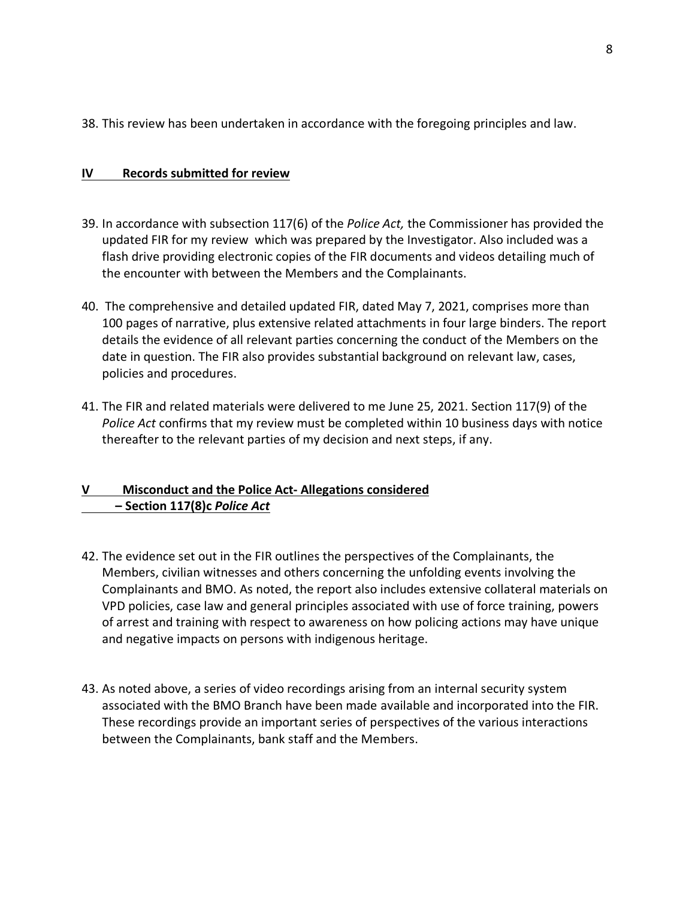38. This review has been undertaken in accordance with the foregoing principles and law.

## IV Records submitted for review

39. In accordance with subsection 117(6) of the *Police Act,* the Commissioner has provided the updated FIR for my review which was prepared by the Investigator. Also included was a flash drive providing electronic copies of the FIR documents and videos detailing much of the encounter with between the Members and the Complainants.

40. The comprehensive and detailed updated FIR, dated May 7, 2021, comprises more than 100 pages of narrative, plus extensive related attachments in four large binders. The report details the evidence of all relevant parties concerning the conduct of the Members on the date in question. The FIR also provides substantial background on relevant law, cases, policies and procedures.

41. The FIR and related materials were delivered to me June 25, 2021. Section 117(9) of the *Police Act* confirms that my review must be completed within 10 business days with notice thereafter to the relevant parties of my decision and next steps, if any.

## V Misconduct and the Police Act- Allegations considered – Section 117(8)c *Police Act*

42. The evidence set out in the FIR outlines the perspectives of the Complainants, the Members, civilian witnesses and others concerning the unfolding events involving the Complainants and BMO. As noted, the report also includes extensive collateral materials on VPD policies, case law and general principles associated with use of force training, powers of arrest and training with respect to awareness on how policing actions may have unique and negative impacts on persons with indigenous heritage.

43. As noted above, a series of video recordings arising from an internal security system associated with the BMO Branch have been made available and incorporated into the FIR. These recordings provide an important series of perspectives of the various interactions between the Complainants, bank staff and the Members.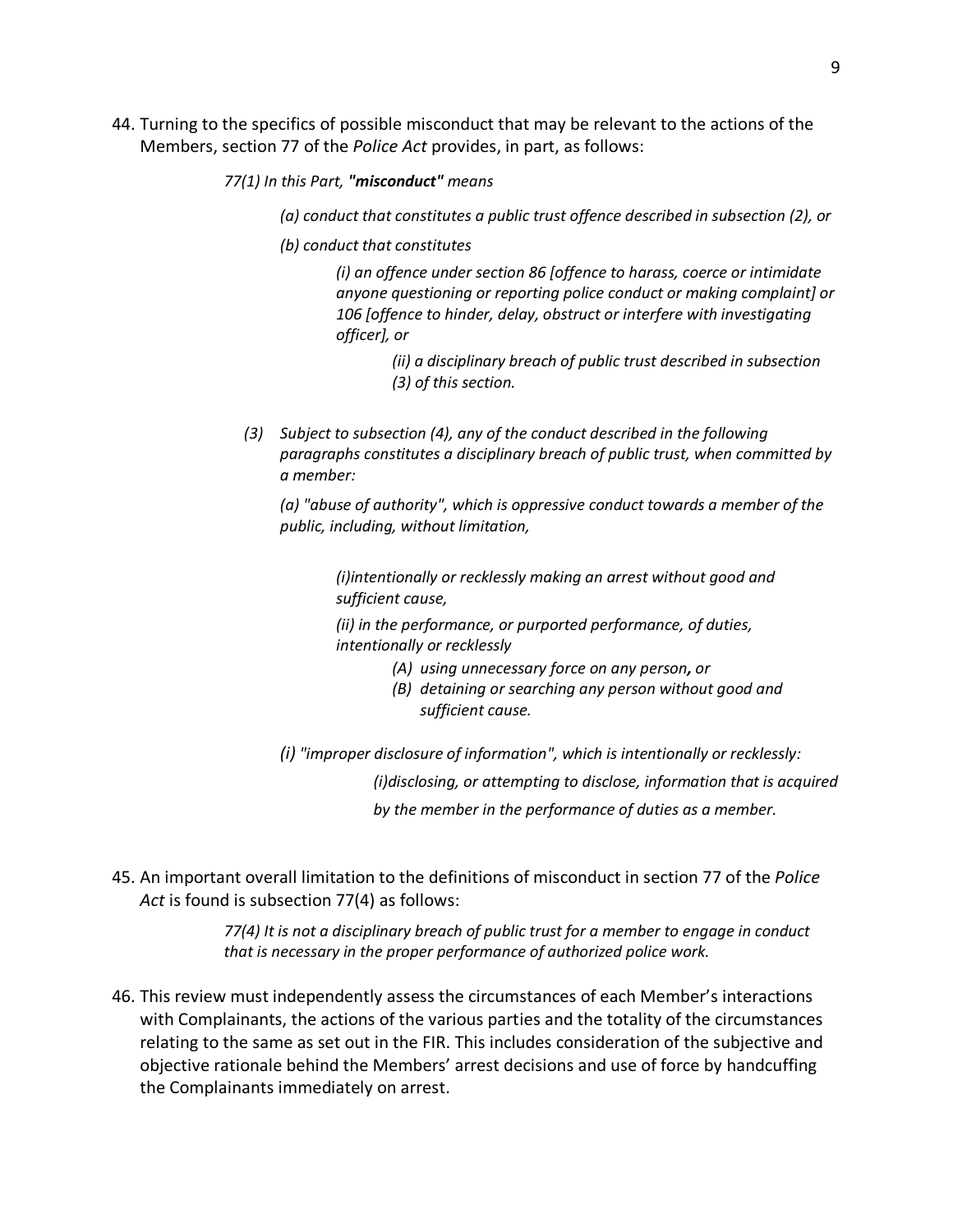44. Turning to the specifics of possible misconduct that may be relevant to the actions of the Members, section 77 of the *Police Act* provides, in part, as follows:

> *77(1) In this Part, **"misconduct"** means*
>
> > *(a) conduct that constitutes a public trust offence described in subsection (2), or*
> >
> > *(b) conduct that constitutes*
> >
> > > *(i) an offence under section 86 [offence to harass, coerce or intimidate anyone questioning or reporting police conduct or making complaint] or 106 [offence to hinder, delay, obstruct or interfere with investigating officer], or*
> > >
> > > > *(ii) a disciplinary breach of public trust described in subsection (3) of this section.*
>
> *(3) Subject to subsection (4), any of the conduct described in the following paragraphs constitutes a disciplinary breach of public trust, when committed by a member:*
>
> *(a) "abuse of authority", which is oppressive conduct towards a member of the public, including, without limitation,*
>
> > *(i)intentionally or recklessly making an arrest without good and sufficient cause,*
> >
> > *(ii) in the performance, or purported performance, of duties, intentionally or recklessly*
> >
> > > *(A) using unnecessary force on any person**,** or*
> > >
> > > *(B) detaining or searching any person without good and sufficient cause.*
>
> *(i) "improper disclosure of information", which is intentionally or recklessly:*
>
> > *(i)disclosing, or attempting to disclose, information that is acquired by the member in the performance of duties as a member.*

45. An important overall limitation to the definitions of misconduct in section 77 of the *Police Act* is found is subsection 77(4) as follows:

> *77(4) It is not a disciplinary breach of public trust for a member to engage in conduct that is necessary in the proper performance of authorized police work.*

46. This review must independently assess the circumstances of each Member's interactions with Complainants, the actions of the various parties and the totality of the circumstances relating to the same as set out in the FIR. This includes consideration of the subjective and objective rationale behind the Members' arrest decisions and use of force by handcuffing the Complainants immediately on arrest.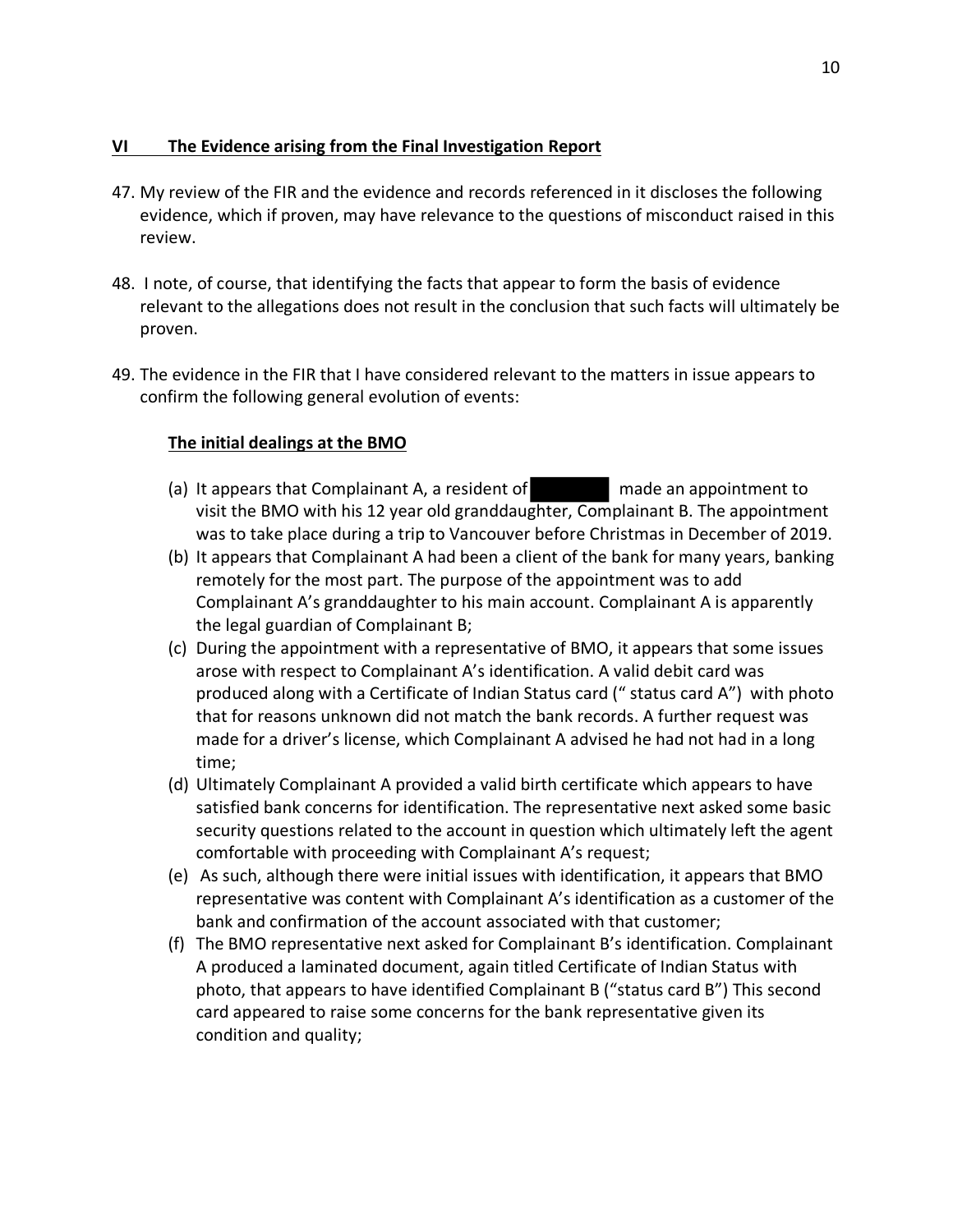## VI The Evidence arising from the Final Investigation Report

47. My review of the FIR and the evidence and records referenced in it discloses the following evidence, which if proven, may have relevance to the questions of misconduct raised in this review.

48. I note, of course, that identifying the facts that appear to form the basis of evidence relevant to the allegations does not result in the conclusion that such facts will ultimately be proven.

49. The evidence in the FIR that I have considered relevant to the matters in issue appears to confirm the following general evolution of events:

**The initial dealings at the BMO**

(a) It appears that Complainant A, a resident of ████████ made an appointment to visit the BMO with his 12 year old granddaughter, Complainant B. The appointment was to take place during a trip to Vancouver before Christmas in December of 2019.

(b) It appears that Complainant A had been a client of the bank for many years, banking remotely for the most part. The purpose of the appointment was to add Complainant A's granddaughter to his main account. Complainant A is apparently the legal guardian of Complainant B;

(c) During the appointment with a representative of BMO, it appears that some issues arose with respect to Complainant A's identification. A valid debit card was produced along with a Certificate of Indian Status card (" status card A") with photo that for reasons unknown did not match the bank records. A further request was made for a driver's license, which Complainant A advised he had not had in a long time;

(d) Ultimately Complainant A provided a valid birth certificate which appears to have satisfied bank concerns for identification. The representative next asked some basic security questions related to the account in question which ultimately left the agent comfortable with proceeding with Complainant A's request;

(e) As such, although there were initial issues with identification, it appears that BMO representative was content with Complainant A's identification as a customer of the bank and confirmation of the account associated with that customer;

(f) The BMO representative next asked for Complainant B's identification. Complainant A produced a laminated document, again titled Certificate of Indian Status with photo, that appears to have identified Complainant B ("status card B") This second card appeared to raise some concerns for the bank representative given its condition and quality;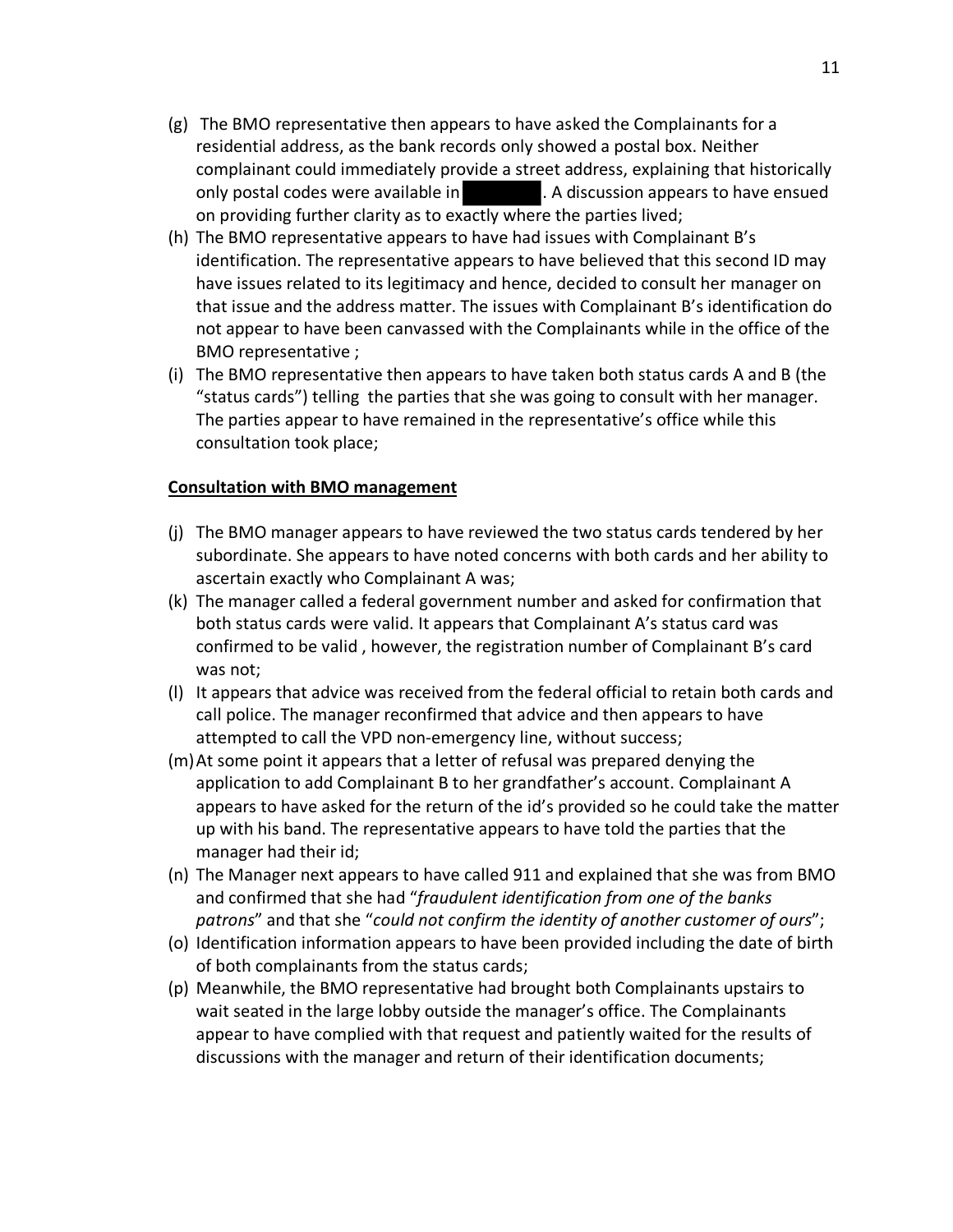- (g) The BMO representative then appears to have asked the Complainants for a residential address, as the bank records only showed a postal box. Neither complainant could immediately provide a street address, explaining that historically only postal codes were available in ████████. A discussion appears to have ensued on providing further clarity as to exactly where the parties lived;
- (h) The BMO representative appears to have had issues with Complainant B's identification. The representative appears to have believed that this second ID may have issues related to its legitimacy and hence, decided to consult her manager on that issue and the address matter. The issues with Complainant B's identification do not appear to have been canvassed with the Complainants while in the office of the BMO representative ;
- (i) The BMO representative then appears to have taken both status cards A and B (the "status cards") telling the parties that she was going to consult with her manager. The parties appear to have remained in the representative's office while this consultation took place;

**Consultation with BMO management**

- (j) The BMO manager appears to have reviewed the two status cards tendered by her subordinate. She appears to have noted concerns with both cards and her ability to ascertain exactly who Complainant A was;
- (k) The manager called a federal government number and asked for confirmation that both status cards were valid. It appears that Complainant A's status card was confirmed to be valid , however, the registration number of Complainant B's card was not;
- (l) It appears that advice was received from the federal official to retain both cards and call police. The manager reconfirmed that advice and then appears to have attempted to call the VPD non-emergency line, without success;
- (m) At some point it appears that a letter of refusal was prepared denying the application to add Complainant B to her grandfather's account. Complainant A appears to have asked for the return of the id's provided so he could take the matter up with his band. The representative appears to have told the parties that the manager had their id;
- (n) The Manager next appears to have called 911 and explained that she was from BMO and confirmed that she had "*fraudulent identification from one of the banks patrons*" and that she "*could not confirm the identity of another customer of ours*";
- (o) Identification information appears to have been provided including the date of birth of both complainants from the status cards;
- (p) Meanwhile, the BMO representative had brought both Complainants upstairs to wait seated in the large lobby outside the manager's office. The Complainants appear to have complied with that request and patiently waited for the results of discussions with the manager and return of their identification documents;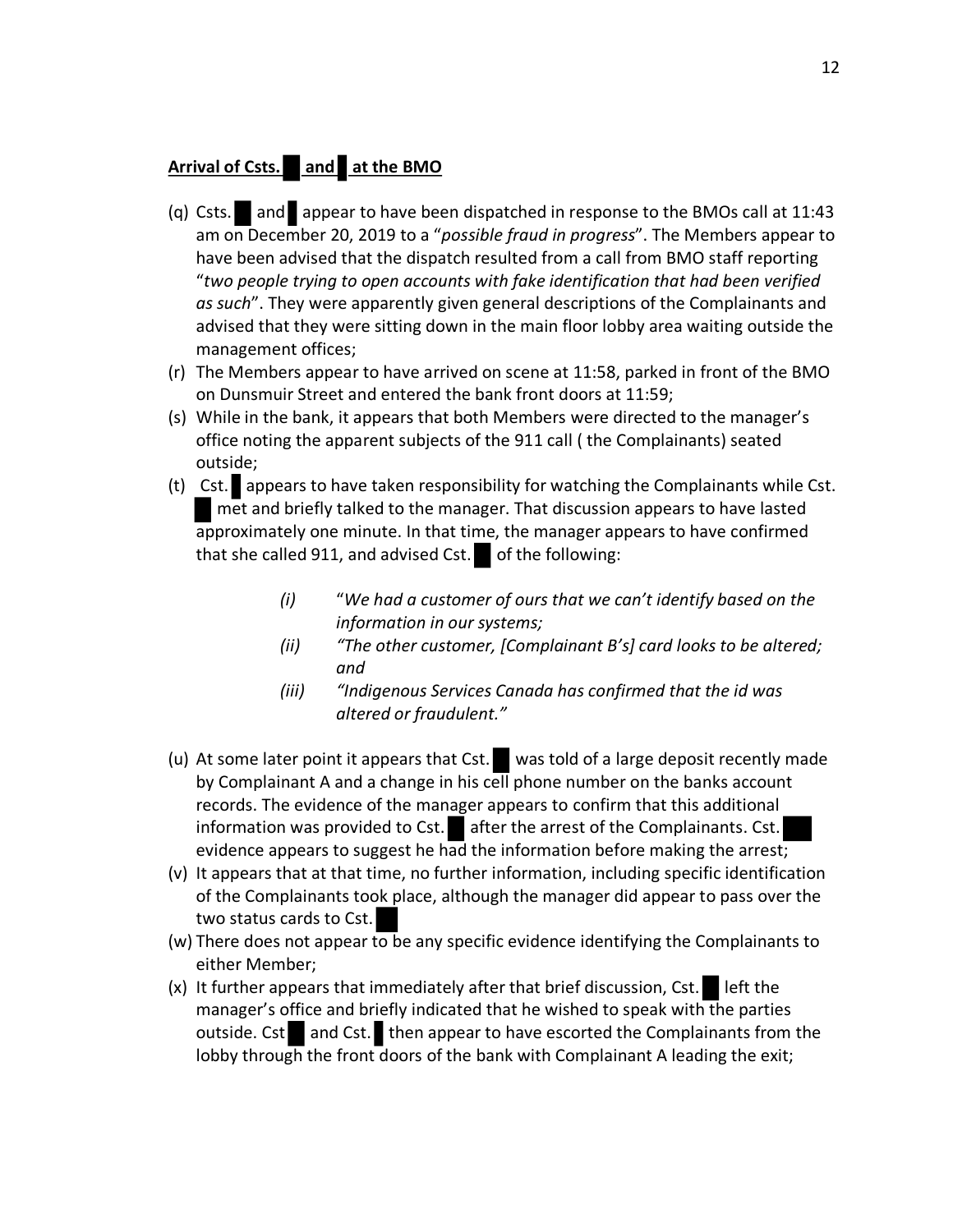**Arrival of Csts. ██ and █ at the BMO**

(q) Csts. ██ and █ appear to have been dispatched in response to the BMOs call at 11:43 am on December 20, 2019 to a "*possible fraud in progress*". The Members appear to have been advised that the dispatch resulted from a call from BMO staff reporting "*two people trying to open accounts with fake identification that had been verified as such*". They were apparently given general descriptions of the Complainants and advised that they were sitting down in the main floor lobby area waiting outside the management offices;

(r) The Members appear to have arrived on scene at 11:58, parked in front of the BMO on Dunsmuir Street and entered the bank front doors at 11:59;

(s) While in the bank, it appears that both Members were directed to the manager's office noting the apparent subjects of the 911 call ( the Complainants) seated outside;

(t) Cst. █ appears to have taken responsibility for watching the Complainants while Cst. ██ met and briefly talked to the manager. That discussion appears to have lasted approximately one minute. In that time, the manager appears to have confirmed that she called 911, and advised Cst. ██ of the following:

> *(i)* "*We had a customer of ours that we can't identify based on the information in our systems;*
>
> *(ii)* *"The other customer, [Complainant B's] card looks to be altered; and*
>
> *(iii)* *"Indigenous Services Canada has confirmed that the id was altered or fraudulent."*

(u) At some later point it appears that Cst. ██ was told of a large deposit recently made by Complainant A and a change in his cell phone number on the banks account records. The evidence of the manager appears to confirm that this additional information was provided to Cst. ██ after the arrest of the Complainants. Cst. ███ evidence appears to suggest he had the information before making the arrest;

(v) It appears that at that time, no further information, including specific identification of the Complainants took place, although the manager did appear to pass over the two status cards to Cst. ███

(w) There does not appear to be any specific evidence identifying the Complainants to either Member;

(x) It further appears that immediately after that brief discussion, Cst. ██ left the manager's office and briefly indicated that he wished to speak with the parties outside. Cst ██ and Cst. █ then appear to have escorted the Complainants from the lobby through the front doors of the bank with Complainant A leading the exit;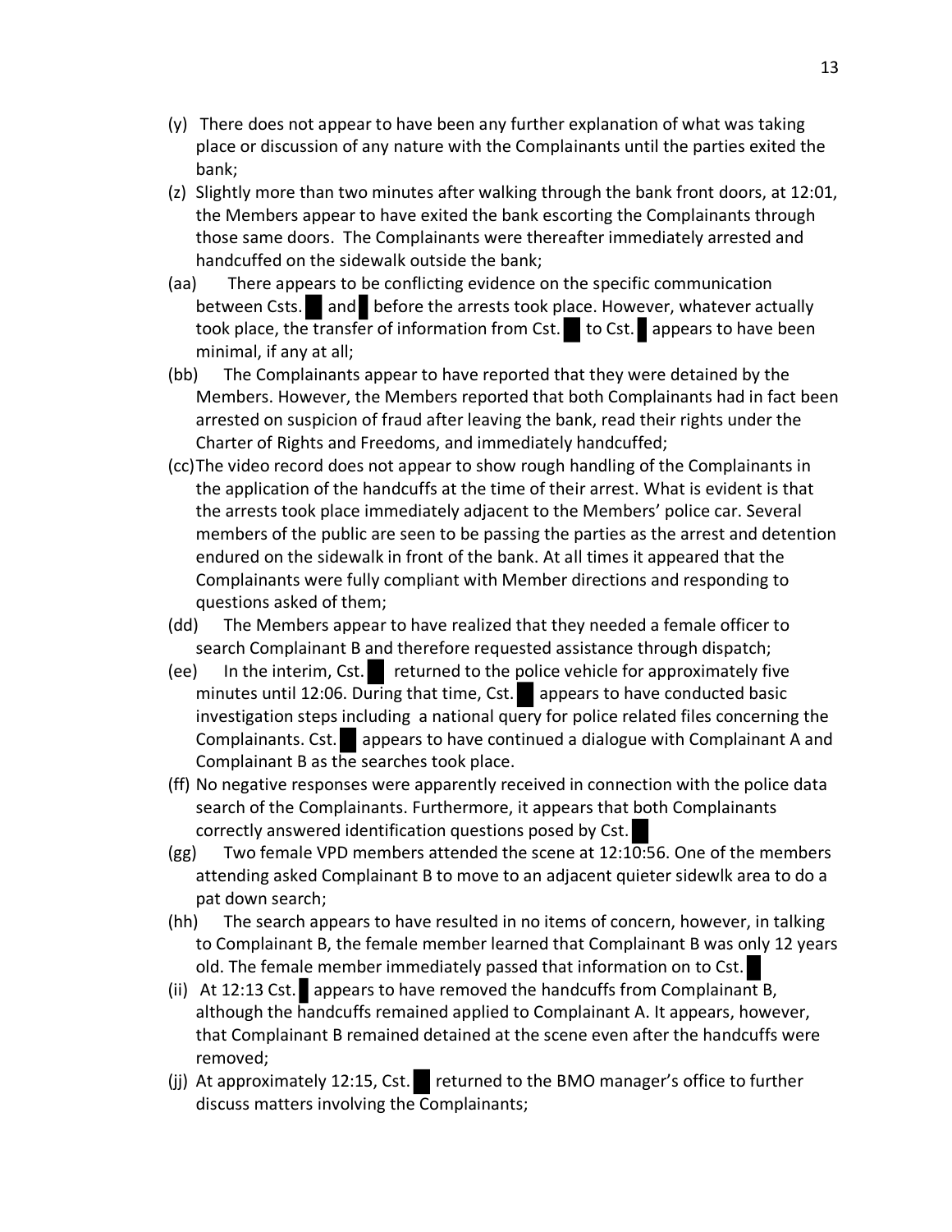(y) There does not appear to have been any further explanation of what was taking place or discussion of any nature with the Complainants until the parties exited the bank;

(z) Slightly more than two minutes after walking through the bank front doors, at 12:01, the Members appear to have exited the bank escorting the Complainants through those same doors. The Complainants were thereafter immediately arrested and handcuffed on the sidewalk outside the bank;

(aa) There appears to be conflicting evidence on the specific communication between Csts. █ and █ before the arrests took place. However, whatever actually took place, the transfer of information from Cst. █ to Cst. █ appears to have been minimal, if any at all;

(bb) The Complainants appear to have reported that they were detained by the Members. However, the Members reported that both Complainants had in fact been arrested on suspicion of fraud after leaving the bank, read their rights under the Charter of Rights and Freedoms, and immediately handcuffed;

(cc) The video record does not appear to show rough handling of the Complainants in the application of the handcuffs at the time of their arrest. What is evident is that the arrests took place immediately adjacent to the Members' police car. Several members of the public are seen to be passing the parties as the arrest and detention endured on the sidewalk in front of the bank. At all times it appeared that the Complainants were fully compliant with Member directions and responding to questions asked of them;

(dd) The Members appear to have realized that they needed a female officer to search Complainant B and therefore requested assistance through dispatch;

(ee) In the interim, Cst. █ returned to the police vehicle for approximately five minutes until 12:06. During that time, Cst. █ appears to have conducted basic investigation steps including a national query for police related files concerning the Complainants. Cst. █ appears to have continued a dialogue with Complainant A and Complainant B as the searches took place.

(ff) No negative responses were apparently received in connection with the police data search of the Complainants. Furthermore, it appears that both Complainants correctly answered identification questions posed by Cst. █

(gg) Two female VPD members attended the scene at 12:10:56. One of the members attending asked Complainant B to move to an adjacent quieter sidewlk area to do a pat down search;

(hh) The search appears to have resulted in no items of concern, however, in talking to Complainant B, the female member learned that Complainant B was only 12 years old. The female member immediately passed that information on to Cst. █

(ii) At 12:13 Cst. █ appears to have removed the handcuffs from Complainant B, although the handcuffs remained applied to Complainant A. It appears, however, that Complainant B remained detained at the scene even after the handcuffs were removed;

(jj) At approximately 12:15, Cst. █ returned to the BMO manager's office to further discuss matters involving the Complainants;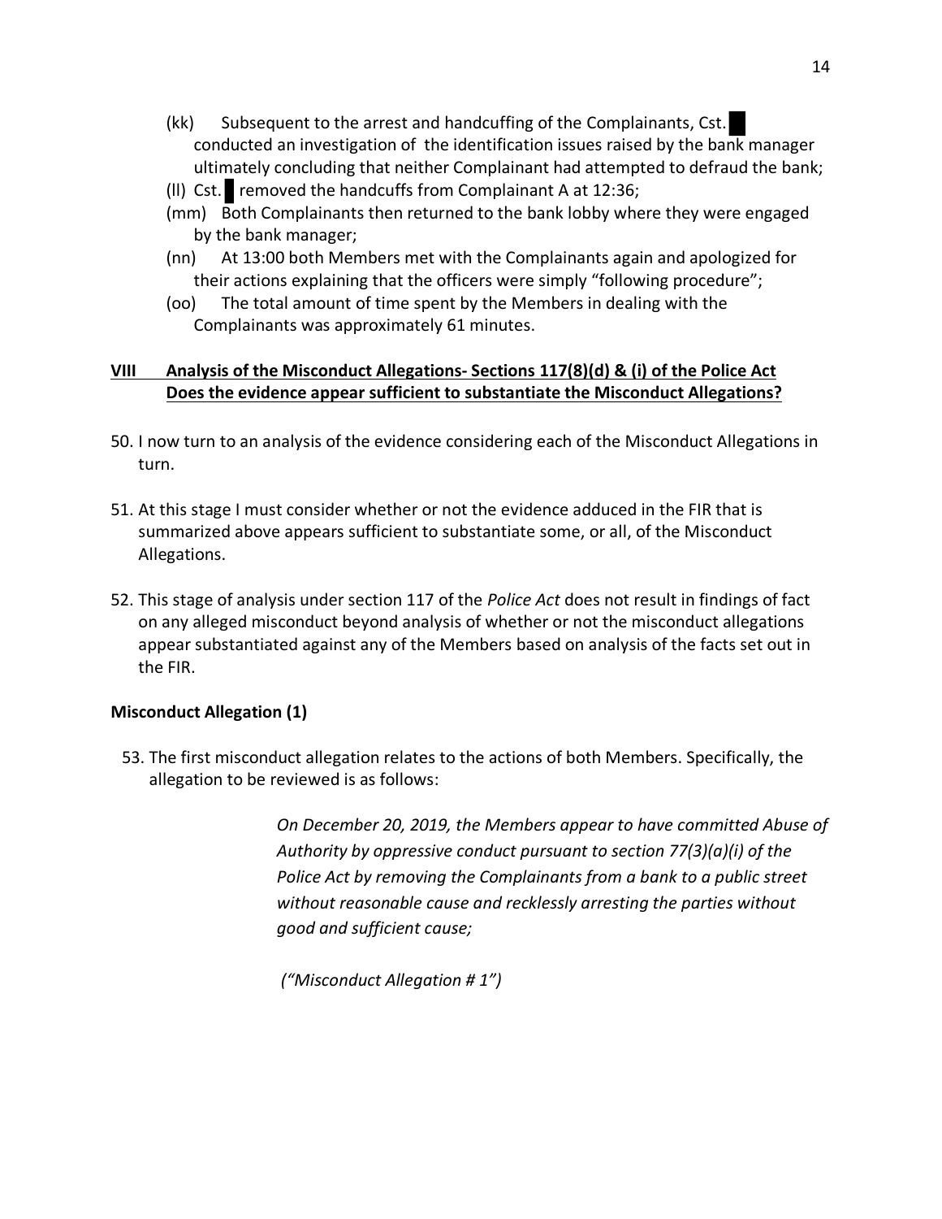(kk) Subsequent to the arrest and handcuffing of the Complainants, Cst. █ conducted an investigation of the identification issues raised by the bank manager ultimately concluding that neither Complainant had attempted to defraud the bank;

(ll) Cst. █ removed the handcuffs from Complainant A at 12:36;

(mm) Both Complainants then returned to the bank lobby where they were engaged by the bank manager;

(nn) At 13:00 both Members met with the Complainants again and apologized for their actions explaining that the officers were simply "following procedure";

(oo) The total amount of time spent by the Members in dealing with the Complainants was approximately 61 minutes.

## VIII Analysis of the Misconduct Allegations- Sections 117(8)(d) & (i) of the Police Act Does the evidence appear sufficient to substantiate the Misconduct Allegations?

50. I now turn to an analysis of the evidence considering each of the Misconduct Allegations in turn.

51. At this stage I must consider whether or not the evidence adduced in the FIR that is summarized above appears sufficient to substantiate some, or all, of the Misconduct Allegations.

52. This stage of analysis under section 117 of the *Police Act* does not result in findings of fact on any alleged misconduct beyond analysis of whether or not the misconduct allegations appear substantiated against any of the Members based on analysis of the facts set out in the FIR.

**Misconduct Allegation (1)**

53. The first misconduct allegation relates to the actions of both Members. Specifically, the allegation to be reviewed is as follows:

> *On December 20, 2019, the Members appear to have committed Abuse of Authority by oppressive conduct pursuant to section 77(3)(a)(i) of the Police Act by removing the Complainants from a bank to a public street without reasonable cause and recklessly arresting the parties without good and sufficient cause;*
>
> *("Misconduct Allegation # 1")*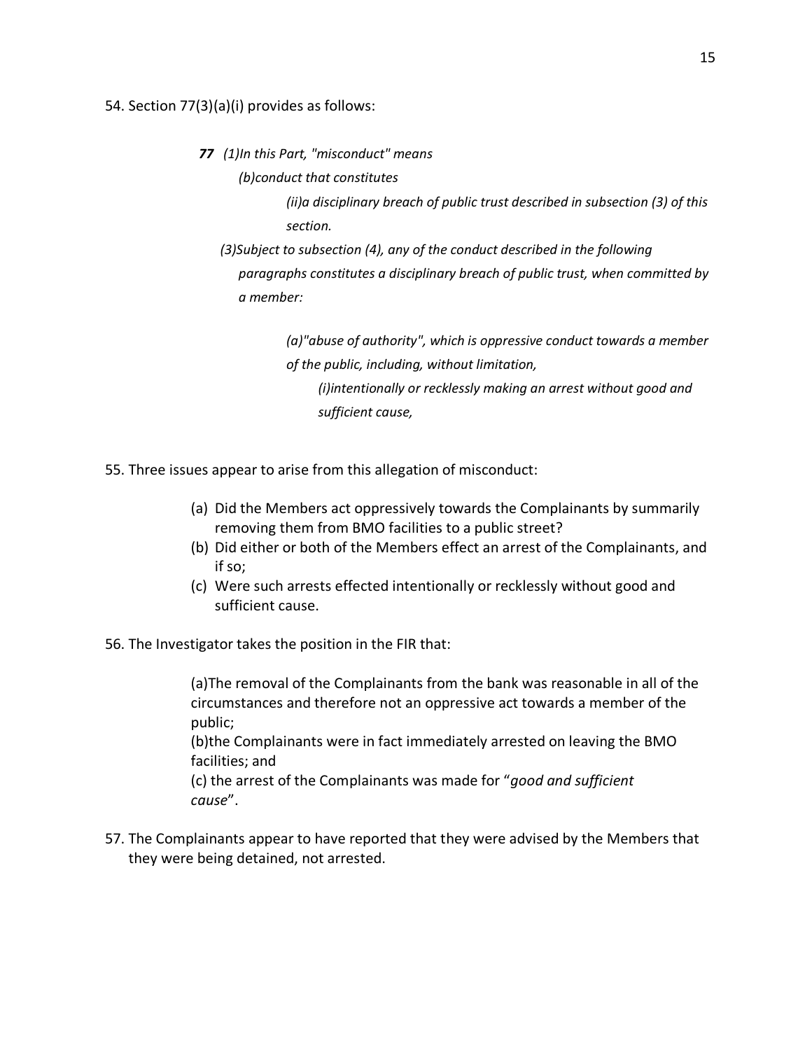54. Section 77(3)(a)(i) provides as follows:

> ***77*** *(1)In this Part, "misconduct" means*
>
> *(b)conduct that constitutes*
>
> *(ii)a disciplinary breach of public trust described in subsection (3) of this section.*
>
> *(3)Subject to subsection (4), any of the conduct described in the following paragraphs constitutes a disciplinary breach of public trust, when committed by a member:*
>
> *(a)"abuse of authority", which is oppressive conduct towards a member of the public, including, without limitation,*
>
> *(i)intentionally or recklessly making an arrest without good and sufficient cause,*

55. Three issues appear to arise from this allegation of misconduct:

    (a) Did the Members act oppressively towards the Complainants by summarily removing them from BMO facilities to a public street?
    (b) Did either or both of the Members effect an arrest of the Complainants, and if so;
    (c) Were such arrests effected intentionally or recklessly without good and sufficient cause.

56. The Investigator takes the position in the FIR that:

    (a)The removal of the Complainants from the bank was reasonable in all of the circumstances and therefore not an oppressive act towards a member of the public;
    (b)the Complainants were in fact immediately arrested on leaving the BMO facilities; and
    (c) the arrest of the Complainants was made for "*good and sufficient cause*".

57. The Complainants appear to have reported that they were advised by the Members that they were being detained, not arrested.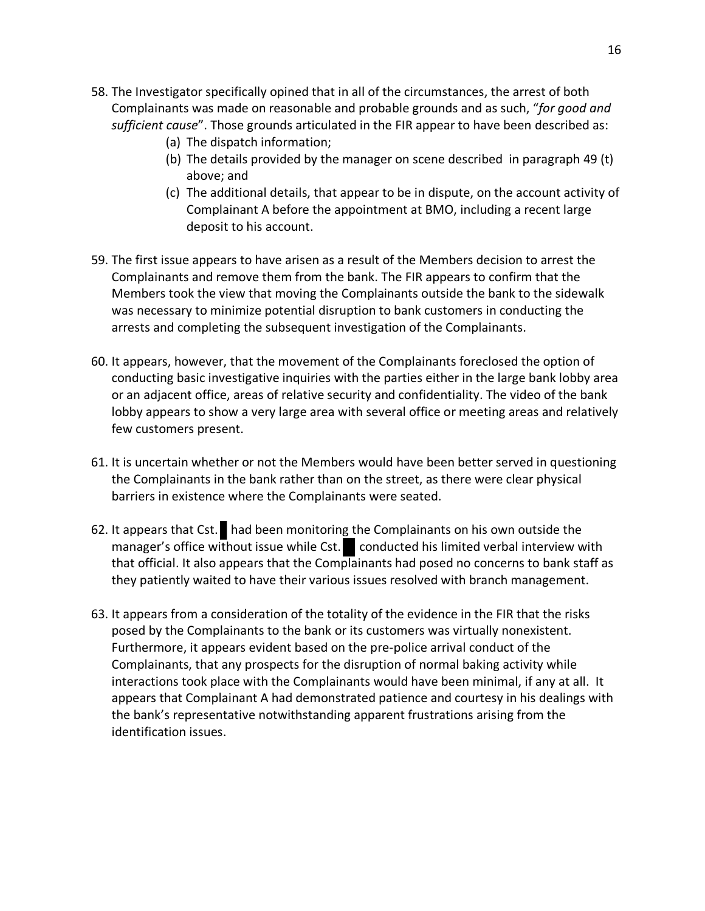58. The Investigator specifically opined that in all of the circumstances, the arrest of both Complainants was made on reasonable and probable grounds and as such, "*for good and sufficient cause*". Those grounds articulated in the FIR appear to have been described as:
    (a) The dispatch information;
    (b) The details provided by the manager on scene described in paragraph 49 (t) above; and
    (c) The additional details, that appear to be in dispute, on the account activity of Complainant A before the appointment at BMO, including a recent large deposit to his account.

59. The first issue appears to have arisen as a result of the Members decision to arrest the Complainants and remove them from the bank. The FIR appears to confirm that the Members took the view that moving the Complainants outside the bank to the sidewalk was necessary to minimize potential disruption to bank customers in conducting the arrests and completing the subsequent investigation of the Complainants.

60. It appears, however, that the movement of the Complainants foreclosed the option of conducting basic investigative inquiries with the parties either in the large bank lobby area or an adjacent office, areas of relative security and confidentiality. The video of the bank lobby appears to show a very large area with several office or meeting areas and relatively few customers present.

61. It is uncertain whether or not the Members would have been better served in questioning the Complainants in the bank rather than on the street, as there were clear physical barriers in existence where the Complainants were seated.

62. It appears that Cst. █ had been monitoring the Complainants on his own outside the manager's office without issue while Cst. █ conducted his limited verbal interview with that official. It also appears that the Complainants had posed no concerns to bank staff as they patiently waited to have their various issues resolved with branch management.

63. It appears from a consideration of the totality of the evidence in the FIR that the risks posed by the Complainants to the bank or its customers was virtually nonexistent. Furthermore, it appears evident based on the pre-police arrival conduct of the Complainants, that any prospects for the disruption of normal baking activity while interactions took place with the Complainants would have been minimal, if any at all. It appears that Complainant A had demonstrated patience and courtesy in his dealings with the bank's representative notwithstanding apparent frustrations arising from the identification issues.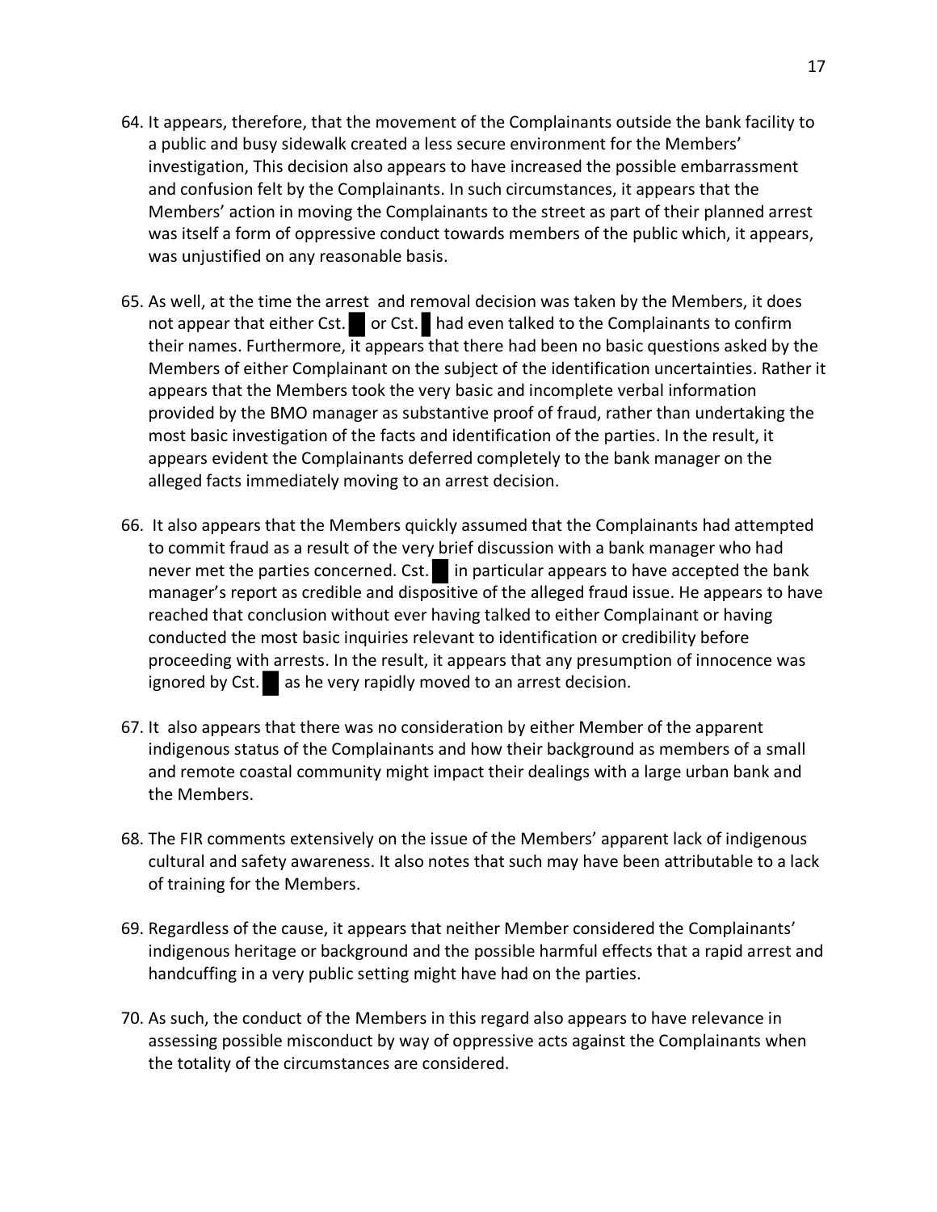64. It appears, therefore, that the movement of the Complainants outside the bank facility to a public and busy sidewalk created a less secure environment for the Members' investigation, This decision also appears to have increased the possible embarrassment and confusion felt by the Complainants. In such circumstances, it appears that the Members' action in moving the Complainants to the street as part of their planned arrest was itself a form of oppressive conduct towards members of the public which, it appears, was unjustified on any reasonable basis.

65. As well, at the time the arrest and removal decision was taken by the Members, it does not appear that either Cst. █ or Cst. █ had even talked to the Complainants to confirm their names. Furthermore, it appears that there had been no basic questions asked by the Members of either Complainant on the subject of the identification uncertainties. Rather it appears that the Members took the very basic and incomplete verbal information provided by the BMO manager as substantive proof of fraud, rather than undertaking the most basic investigation of the facts and identification of the parties. In the result, it appears evident the Complainants deferred completely to the bank manager on the alleged facts immediately moving to an arrest decision.

66. It also appears that the Members quickly assumed that the Complainants had attempted to commit fraud as a result of the very brief discussion with a bank manager who had never met the parties concerned. Cst. █ in particular appears to have accepted the bank manager's report as credible and dispositive of the alleged fraud issue. He appears to have reached that conclusion without ever having talked to either Complainant or having conducted the most basic inquiries relevant to identification or credibility before proceeding with arrests. In the result, it appears that any presumption of innocence was ignored by Cst. █ as he very rapidly moved to an arrest decision.

67. It also appears that there was no consideration by either Member of the apparent indigenous status of the Complainants and how their background as members of a small and remote coastal community might impact their dealings with a large urban bank and the Members.

68. The FIR comments extensively on the issue of the Members' apparent lack of indigenous cultural and safety awareness. It also notes that such may have been attributable to a lack of training for the Members.

69. Regardless of the cause, it appears that neither Member considered the Complainants' indigenous heritage or background and the possible harmful effects that a rapid arrest and handcuffing in a very public setting might have had on the parties.

70. As such, the conduct of the Members in this regard also appears to have relevance in assessing possible misconduct by way of oppressive acts against the Complainants when the totality of the circumstances are considered.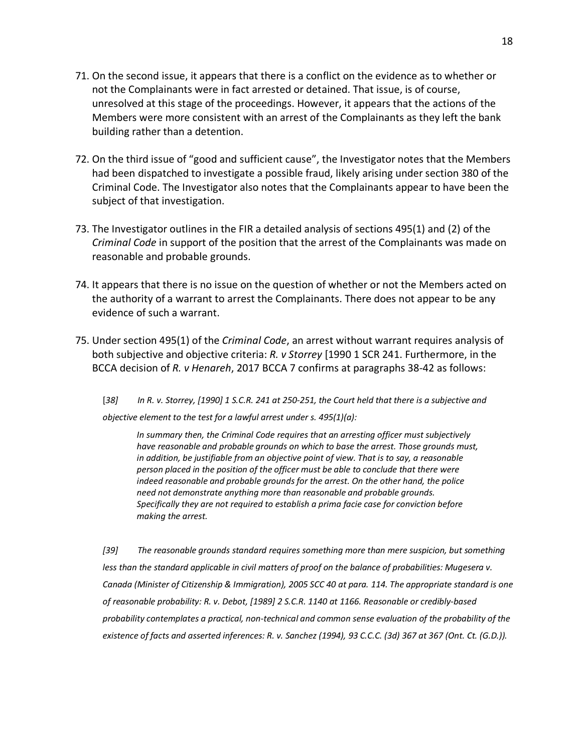71. On the second issue, it appears that there is a conflict on the evidence as to whether or not the Complainants were in fact arrested or detained. That issue, is of course, unresolved at this stage of the proceedings. However, it appears that the actions of the Members were more consistent with an arrest of the Complainants as they left the bank building rather than a detention.

72. On the third issue of "good and sufficient cause", the Investigator notes that the Members had been dispatched to investigate a possible fraud, likely arising under section 380 of the Criminal Code. The Investigator also notes that the Complainants appear to have been the subject of that investigation.

73. The Investigator outlines in the FIR a detailed analysis of sections 495(1) and (2) of the *Criminal Code* in support of the position that the arrest of the Complainants was made on reasonable and probable grounds.

74. It appears that there is no issue on the question of whether or not the Members acted on the authority of a warrant to arrest the Complainants. There does not appear to be any evidence of such a warrant.

75. Under section 495(1) of the *Criminal Code*, an arrest without warrant requires analysis of both subjective and objective criteria: *R. v Storrey* [1990 1 SCR 241. Furthermore, in the BCCA decision of *R. v Henareh*, 2017 BCCA 7 confirms at paragraphs 38-42 as follows:

> *[38] In R. v. Storrey, [1990] 1 S.C.R. 241 at 250-251, the Court held that there is a subjective and objective element to the test for a lawful arrest under s. 495(1)(a):*
>
> > *In summary then, the Criminal Code requires that an arresting officer must subjectively have reasonable and probable grounds on which to base the arrest. Those grounds must, in addition, be justifiable from an objective point of view. That is to say, a reasonable person placed in the position of the officer must be able to conclude that there were indeed reasonable and probable grounds for the arrest. On the other hand, the police need not demonstrate anything more than reasonable and probable grounds. Specifically they are not required to establish a prima facie case for conviction before making the arrest.*
>
> *[39] The reasonable grounds standard requires something more than mere suspicion, but something less than the standard applicable in civil matters of proof on the balance of probabilities: Mugesera v. Canada (Minister of Citizenship & Immigration), 2005 SCC 40 at para. 114. The appropriate standard is one of reasonable probability: R. v. Debot, [1989] 2 S.C.R. 1140 at 1166. Reasonable or credibly-based probability contemplates a practical, non-technical and common sense evaluation of the probability of the existence of facts and asserted inferences: R. v. Sanchez (1994), 93 C.C.C. (3d) 367 at 367 (Ont. Ct. (G.D.)).*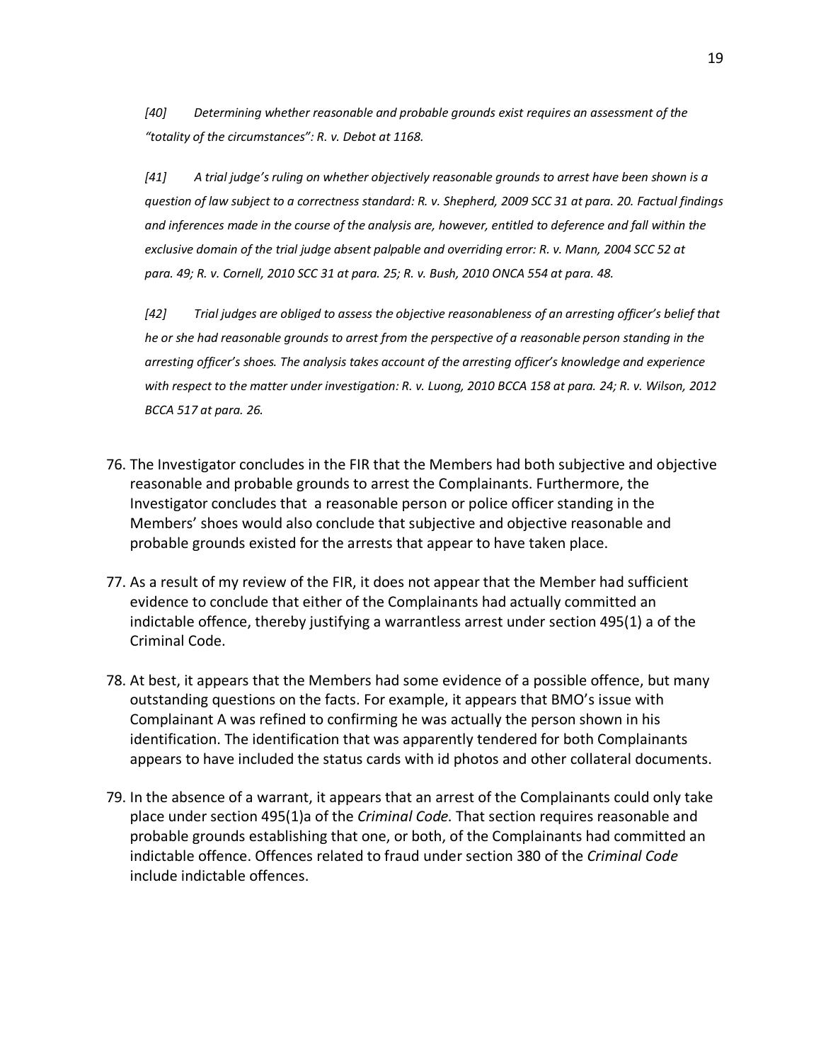*[40] Determining whether reasonable and probable grounds exist requires an assessment of the "totality of the circumstances": R. v. Debot at 1168.*

*[41] A trial judge's ruling on whether objectively reasonable grounds to arrest have been shown is a question of law subject to a correctness standard: R. v. Shepherd, 2009 SCC 31 at para. 20. Factual findings and inferences made in the course of the analysis are, however, entitled to deference and fall within the exclusive domain of the trial judge absent palpable and overriding error: R. v. Mann, 2004 SCC 52 at para. 49; R. v. Cornell, 2010 SCC 31 at para. 25; R. v. Bush, 2010 ONCA 554 at para. 48.*

*[42] Trial judges are obliged to assess the objective reasonableness of an arresting officer's belief that he or she had reasonable grounds to arrest from the perspective of a reasonable person standing in the arresting officer's shoes. The analysis takes account of the arresting officer's knowledge and experience with respect to the matter under investigation: R. v. Luong, 2010 BCCA 158 at para. 24; R. v. Wilson, 2012 BCCA 517 at para. 26.*

76. The Investigator concludes in the FIR that the Members had both subjective and objective reasonable and probable grounds to arrest the Complainants. Furthermore, the Investigator concludes that a reasonable person or police officer standing in the Members' shoes would also conclude that subjective and objective reasonable and probable grounds existed for the arrests that appear to have taken place.

77. As a result of my review of the FIR, it does not appear that the Member had sufficient evidence to conclude that either of the Complainants had actually committed an indictable offence, thereby justifying a warrantless arrest under section 495(1) a of the Criminal Code.

78. At best, it appears that the Members had some evidence of a possible offence, but many outstanding questions on the facts. For example, it appears that BMO's issue with Complainant A was refined to confirming he was actually the person shown in his identification. The identification that was apparently tendered for both Complainants appears to have included the status cards with id photos and other collateral documents.

79. In the absence of a warrant, it appears that an arrest of the Complainants could only take place under section 495(1)a of the *Criminal Code.* That section requires reasonable and probable grounds establishing that one, or both, of the Complainants had committed an indictable offence. Offences related to fraud under section 380 of the *Criminal Code* include indictable offences.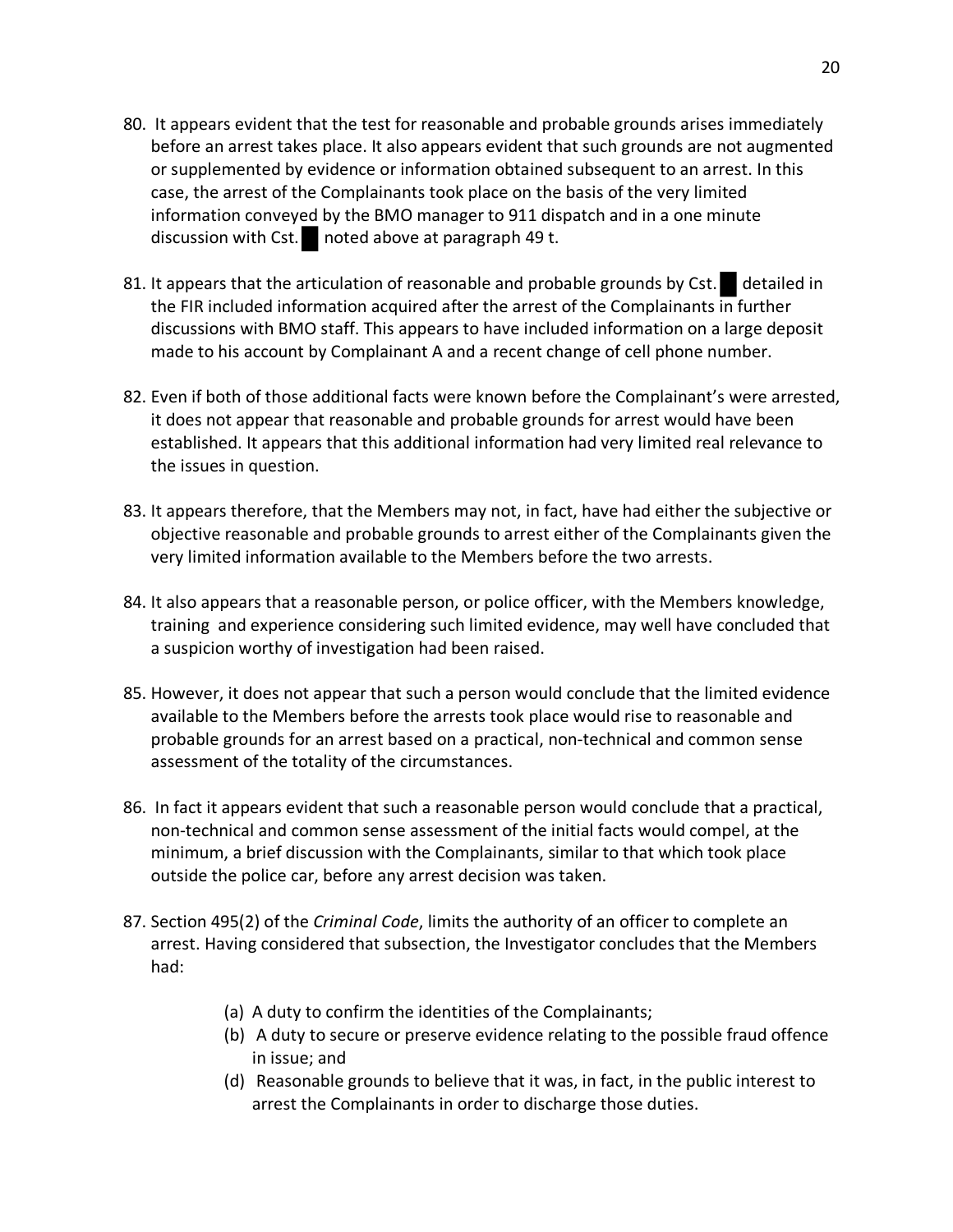80. It appears evident that the test for reasonable and probable grounds arises immediately before an arrest takes place. It also appears evident that such grounds are not augmented or supplemented by evidence or information obtained subsequent to an arrest. In this case, the arrest of the Complainants took place on the basis of the very limited information conveyed by the BMO manager to 911 dispatch and in a one minute discussion with Cst. █ noted above at paragraph 49 t.

81. It appears that the articulation of reasonable and probable grounds by Cst. █ detailed in the FIR included information acquired after the arrest of the Complainants in further discussions with BMO staff. This appears to have included information on a large deposit made to his account by Complainant A and a recent change of cell phone number.

82. Even if both of those additional facts were known before the Complainant's were arrested, it does not appear that reasonable and probable grounds for arrest would have been established. It appears that this additional information had very limited real relevance to the issues in question.

83. It appears therefore, that the Members may not, in fact, have had either the subjective or objective reasonable and probable grounds to arrest either of the Complainants given the very limited information available to the Members before the two arrests.

84. It also appears that a reasonable person, or police officer, with the Members knowledge, training and experience considering such limited evidence, may well have concluded that a suspicion worthy of investigation had been raised.

85. However, it does not appear that such a person would conclude that the limited evidence available to the Members before the arrests took place would rise to reasonable and probable grounds for an arrest based on a practical, non-technical and common sense assessment of the totality of the circumstances.

86. In fact it appears evident that such a reasonable person would conclude that a practical, non-technical and common sense assessment of the initial facts would compel, at the minimum, a brief discussion with the Complainants, similar to that which took place outside the police car, before any arrest decision was taken.

87. Section 495(2) of the *Criminal Code*, limits the authority of an officer to complete an arrest. Having considered that subsection, the Investigator concludes that the Members had:

   (a) A duty to confirm the identities of the Complainants;
   (b) A duty to secure or preserve evidence relating to the possible fraud offence in issue; and
   (d) Reasonable grounds to believe that it was, in fact, in the public interest to arrest the Complainants in order to discharge those duties.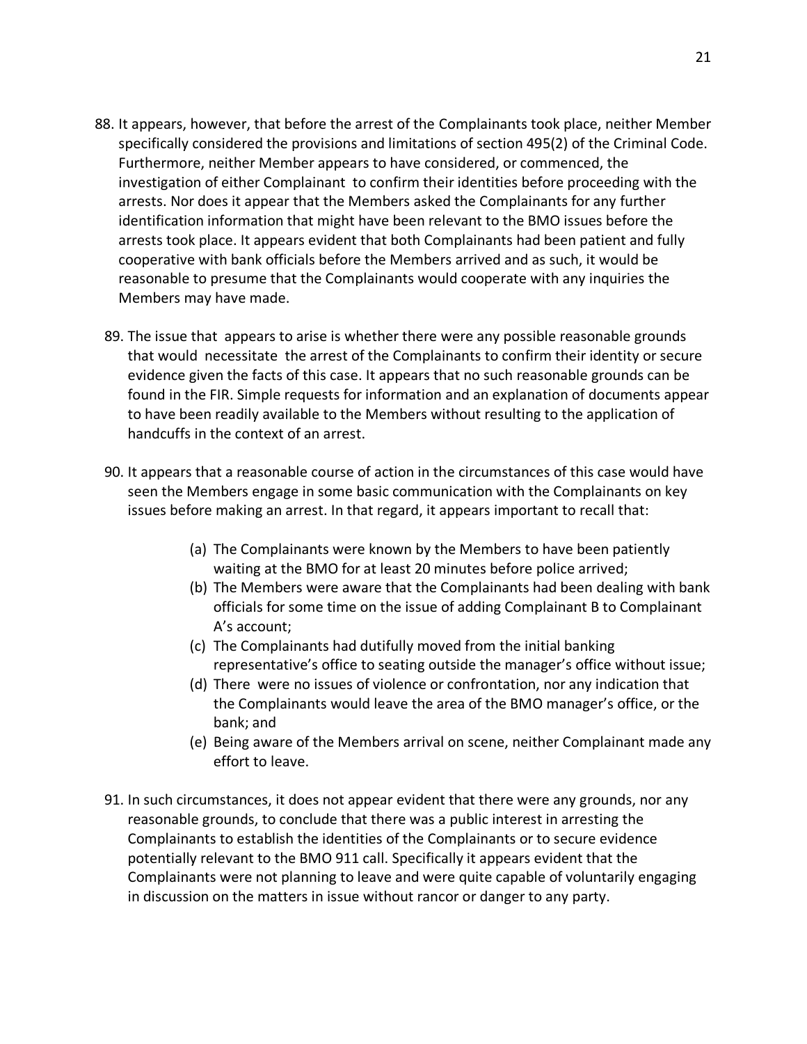88. It appears, however, that before the arrest of the Complainants took place, neither Member specifically considered the provisions and limitations of section 495(2) of the Criminal Code. Furthermore, neither Member appears to have considered, or commenced, the investigation of either Complainant to confirm their identities before proceeding with the arrests. Nor does it appear that the Members asked the Complainants for any further identification information that might have been relevant to the BMO issues before the arrests took place. It appears evident that both Complainants had been patient and fully cooperative with bank officials before the Members arrived and as such, it would be reasonable to presume that the Complainants would cooperate with any inquiries the Members may have made.

89. The issue that appears to arise is whether there were any possible reasonable grounds that would necessitate the arrest of the Complainants to confirm their identity or secure evidence given the facts of this case. It appears that no such reasonable grounds can be found in the FIR. Simple requests for information and an explanation of documents appear to have been readily available to the Members without resulting to the application of handcuffs in the context of an arrest.

90. It appears that a reasonable course of action in the circumstances of this case would have seen the Members engage in some basic communication with the Complainants on key issues before making an arrest. In that regard, it appears important to recall that:

    (a) The Complainants were known by the Members to have been patiently waiting at the BMO for at least 20 minutes before police arrived;
    (b) The Members were aware that the Complainants had been dealing with bank officials for some time on the issue of adding Complainant B to Complainant A's account;
    (c) The Complainants had dutifully moved from the initial banking representative's office to seating outside the manager's office without issue;
    (d) There were no issues of violence or confrontation, nor any indication that the Complainants would leave the area of the BMO manager's office, or the bank; and
    (e) Being aware of the Members arrival on scene, neither Complainant made any effort to leave.

91. In such circumstances, it does not appear evident that there were any grounds, nor any reasonable grounds, to conclude that there was a public interest in arresting the Complainants to establish the identities of the Complainants or to secure evidence potentially relevant to the BMO 911 call. Specifically it appears evident that the Complainants were not planning to leave and were quite capable of voluntarily engaging in discussion on the matters in issue without rancor or danger to any party.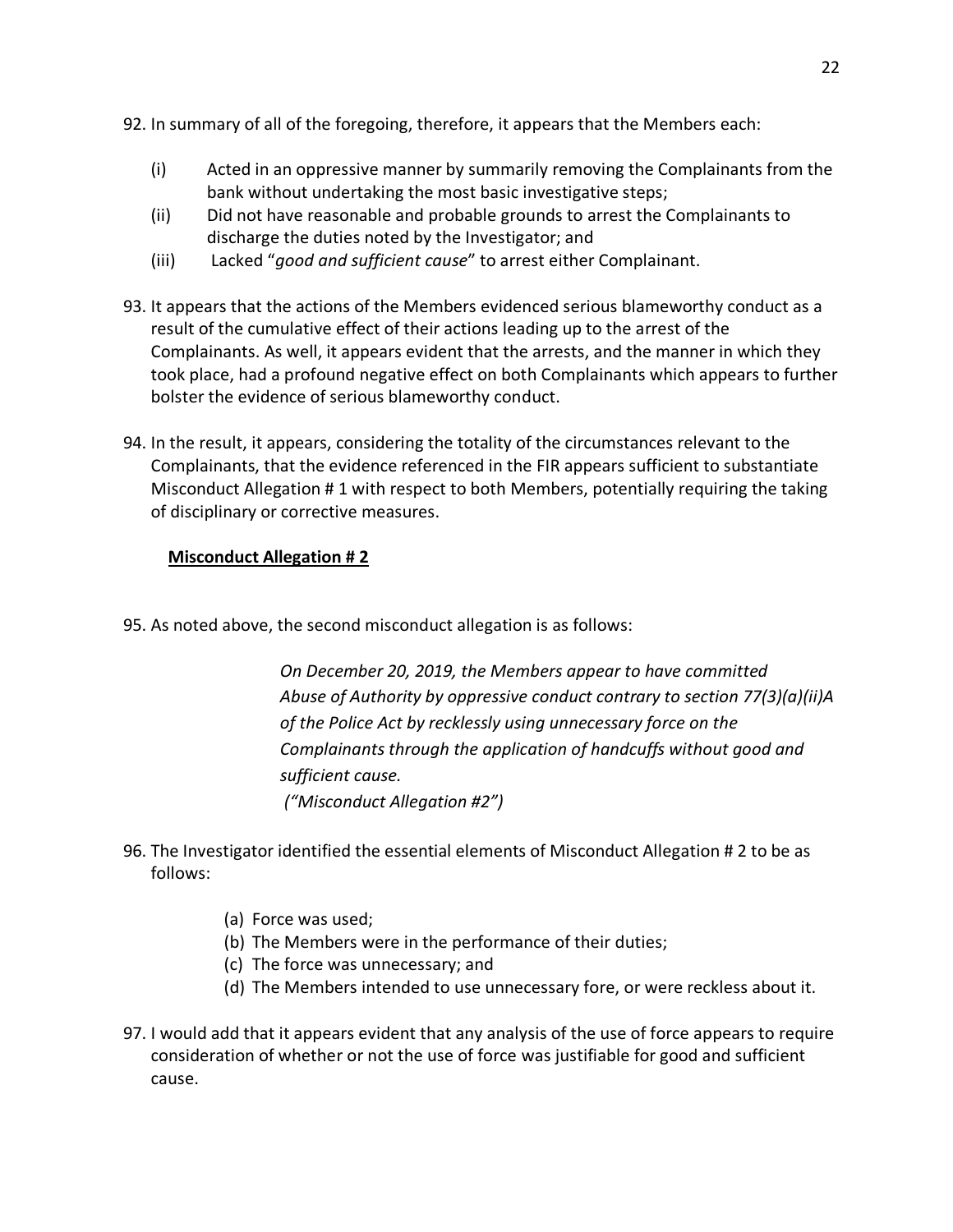92. In summary of all of the foregoing, therefore, it appears that the Members each:

    (i) Acted in an oppressive manner by summarily removing the Complainants from the bank without undertaking the most basic investigative steps;
    (ii) Did not have reasonable and probable grounds to arrest the Complainants to discharge the duties noted by the Investigator; and
    (iii) Lacked "*good and sufficient cause*" to arrest either Complainant.

93. It appears that the actions of the Members evidenced serious blameworthy conduct as a result of the cumulative effect of their actions leading up to the arrest of the Complainants. As well, it appears evident that the arrests, and the manner in which they took place, had a profound negative effect on both Complainants which appears to further bolster the evidence of serious blameworthy conduct.

94. In the result, it appears, considering the totality of the circumstances relevant to the Complainants, that the evidence referenced in the FIR appears sufficient to substantiate Misconduct Allegation # 1 with respect to both Members, potentially requiring the taking of disciplinary or corrective measures.

**Misconduct Allegation # 2**

95. As noted above, the second misconduct allegation is as follows:

> *On December 20, 2019, the Members appear to have committed Abuse of Authority by oppressive conduct contrary to section 77(3)(a)(ii)A of the Police Act by recklessly using unnecessary force on the Complainants through the application of handcuffs without good and sufficient cause.*
> *("Misconduct Allegation #2")*

96. The Investigator identified the essential elements of Misconduct Allegation # 2 to be as follows:

    (a) Force was used;
    (b) The Members were in the performance of their duties;
    (c) The force was unnecessary; and
    (d) The Members intended to use unnecessary fore, or were reckless about it.

97. I would add that it appears evident that any analysis of the use of force appears to require consideration of whether or not the use of force was justifiable for good and sufficient cause.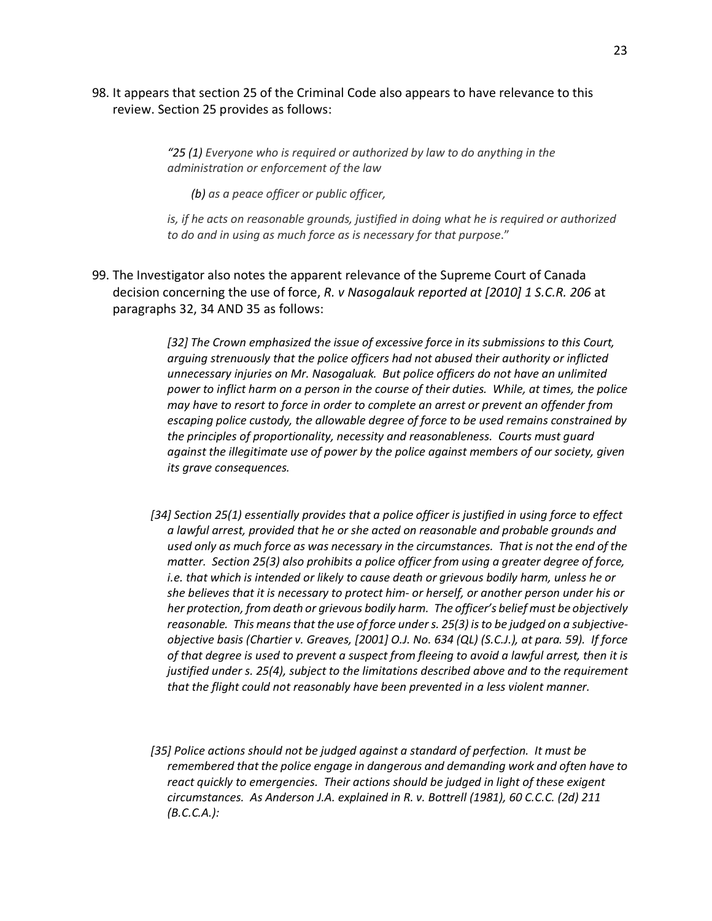98. It appears that section 25 of the Criminal Code also appears to have relevance to this review. Section 25 provides as follows:

> *"25 (1) Everyone who is required or authorized by law to do anything in the administration or enforcement of the law*
>
> *(b) as a peace officer or public officer,*
>
> *is, if he acts on reasonable grounds, justified in doing what he is required or authorized to do and in using as much force as is necessary for that purpose*."

99. The Investigator also notes the apparent relevance of the Supreme Court of Canada decision concerning the use of force, *R. v Nasogalauk reported at [2010] 1 S.C.R. 206* at paragraphs 32, 34 AND 35 as follows:

> *[32] The Crown emphasized the issue of excessive force in its submissions to this Court, arguing strenuously that the police officers had not abused their authority or inflicted unnecessary injuries on Mr. Nasogaluak. But police officers do not have an unlimited power to inflict harm on a person in the course of their duties. While, at times, the police may have to resort to force in order to complete an arrest or prevent an offender from escaping police custody, the allowable degree of force to be used remains constrained by the principles of proportionality, necessity and reasonableness. Courts must guard against the illegitimate use of power by the police against members of our society, given its grave consequences.*
>
> *[34] Section 25(1) essentially provides that a police officer is justified in using force to effect a lawful arrest, provided that he or she acted on reasonable and probable grounds and used only as much force as was necessary in the circumstances. That is not the end of the matter. Section 25(3) also prohibits a police officer from using a greater degree of force, i.e. that which is intended or likely to cause death or grievous bodily harm, unless he or she believes that it is necessary to protect him- or herself, or another person under his or her protection, from death or grievous bodily harm. The officer's belief must be objectively reasonable. This means that the use of force under s. 25(3) is to be judged on a subjective-objective basis (Chartier v. Greaves, [2001] O.J. No. 634 (QL) (S.C.J.), at para. 59). If force of that degree is used to prevent a suspect from fleeing to avoid a lawful arrest, then it is justified under s. 25(4), subject to the limitations described above and to the requirement that the flight could not reasonably have been prevented in a less violent manner.*
>
> *[35] Police actions should not be judged against a standard of perfection. It must be remembered that the police engage in dangerous and demanding work and often have to react quickly to emergencies. Their actions should be judged in light of these exigent circumstances. As Anderson J.A. explained in R. v. Bottrell (1981), 60 C.C.C. (2d) 211 (B.C.C.A.):*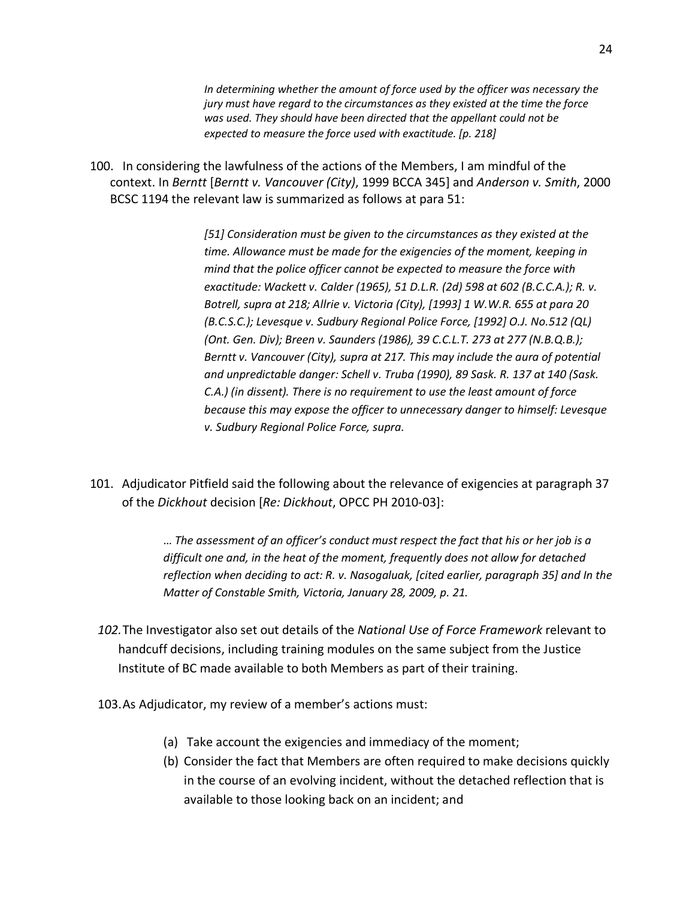> *In determining whether the amount of force used by the officer was necessary the jury must have regard to the circumstances as they existed at the time the force was used. They should have been directed that the appellant could not be expected to measure the force used with exactitude. [p. 218]*

100. In considering the lawfulness of the actions of the Members, I am mindful of the context. In *Berntt* [*Berntt v. Vancouver (City)*, 1999 BCCA 345] and *Anderson v. Smith*, 2000 BCSC 1194 the relevant law is summarized as follows at para 51:

> *[51] Consideration must be given to the circumstances as they existed at the time. Allowance must be made for the exigencies of the moment, keeping in mind that the police officer cannot be expected to measure the force with exactitude: Wackett v. Calder (1965), 51 D.L.R. (2d) 598 at 602 (B.C.C.A.); R. v. Botrell, supra at 218; Allrie v. Victoria (City), [1993] 1 W.W.R. 655 at para 20 (B.C.S.C.); Levesque v. Sudbury Regional Police Force, [1992] O.J. No.512 (QL) (Ont. Gen. Div); Breen v. Saunders (1986), 39 C.C.L.T. 273 at 277 (N.B.Q.B.); Berntt v. Vancouver (City), supra at 217. This may include the aura of potential and unpredictable danger: Schell v. Truba (1990), 89 Sask. R. 137 at 140 (Sask. C.A.) (in dissent). There is no requirement to use the least amount of force because this may expose the officer to unnecessary danger to himself: Levesque v. Sudbury Regional Police Force, supra.*

101. Adjudicator Pitfield said the following about the relevance of exigencies at paragraph 37 of the *Dickhout* decision [*Re: Dickhout*, OPCC PH 2010-03]:

> *… The assessment of an officer's conduct must respect the fact that his or her job is a difficult one and, in the heat of the moment, frequently does not allow for detached reflection when deciding to act: R. v. Nasogaluak, [cited earlier, paragraph 35] and In the Matter of Constable Smith, Victoria, January 28, 2009, p. 21.*

*102.* The Investigator also set out details of the *National Use of Force Framework* relevant to handcuff decisions, including training modules on the same subject from the Justice Institute of BC made available to both Members as part of their training.

103. As Adjudicator, my review of a member's actions must:

(a) Take account the exigencies and immediacy of the moment;

(b) Consider the fact that Members are often required to make decisions quickly in the course of an evolving incident, without the detached reflection that is available to those looking back on an incident; and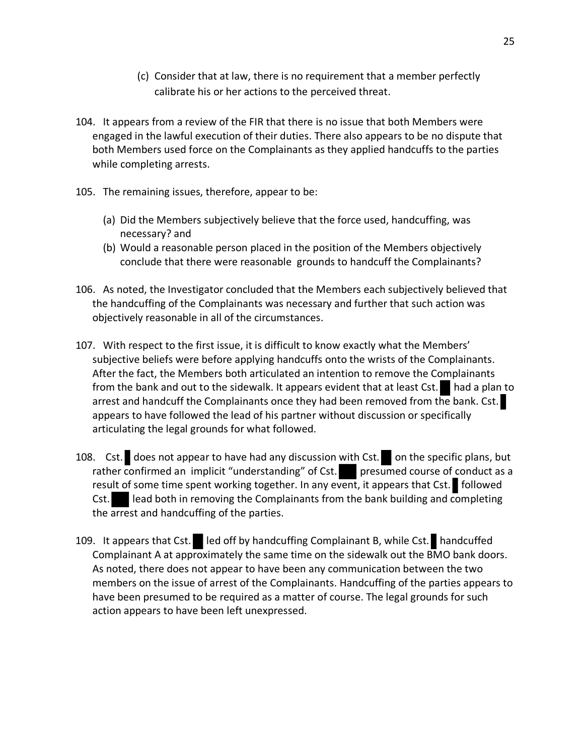(c) Consider that at law, there is no requirement that a member perfectly calibrate his or her actions to the perceived threat.

104. It appears from a review of the FIR that there is no issue that both Members were engaged in the lawful execution of their duties. There also appears to be no dispute that both Members used force on the Complainants as they applied handcuffs to the parties while completing arrests.

105. The remaining issues, therefore, appear to be:

(a) Did the Members subjectively believe that the force used, handcuffing, was necessary? and
(b) Would a reasonable person placed in the position of the Members objectively conclude that there were reasonable grounds to handcuff the Complainants?

106. As noted, the Investigator concluded that the Members each subjectively believed that the handcuffing of the Complainants was necessary and further that such action was objectively reasonable in all of the circumstances.

107. With respect to the first issue, it is difficult to know exactly what the Members' subjective beliefs were before applying handcuffs onto the wrists of the Complainants. After the fact, the Members both articulated an intention to remove the Complainants from the bank and out to the sidewalk. It appears evident that at least Cst. ██ had a plan to arrest and handcuff the Complainants once they had been removed from the bank. Cst. █ appears to have followed the lead of his partner without discussion or specifically articulating the legal grounds for what followed.

108. Cst. █ does not appear to have had any discussion with Cst. ██ on the specific plans, but rather confirmed an implicit "understanding" of Cst. ███ presumed course of conduct as a result of some time spent working together. In any event, it appears that Cst. █ followed Cst. ███ lead both in removing the Complainants from the bank building and completing the arrest and handcuffing of the parties.

109. It appears that Cst. ██ led off by handcuffing Complainant B, while Cst. █ handcuffed Complainant A at approximately the same time on the sidewalk out the BMO bank doors. As noted, there does not appear to have been any communication between the two members on the issue of arrest of the Complainants. Handcuffing of the parties appears to have been presumed to be required as a matter of course. The legal grounds for such action appears to have been left unexpressed.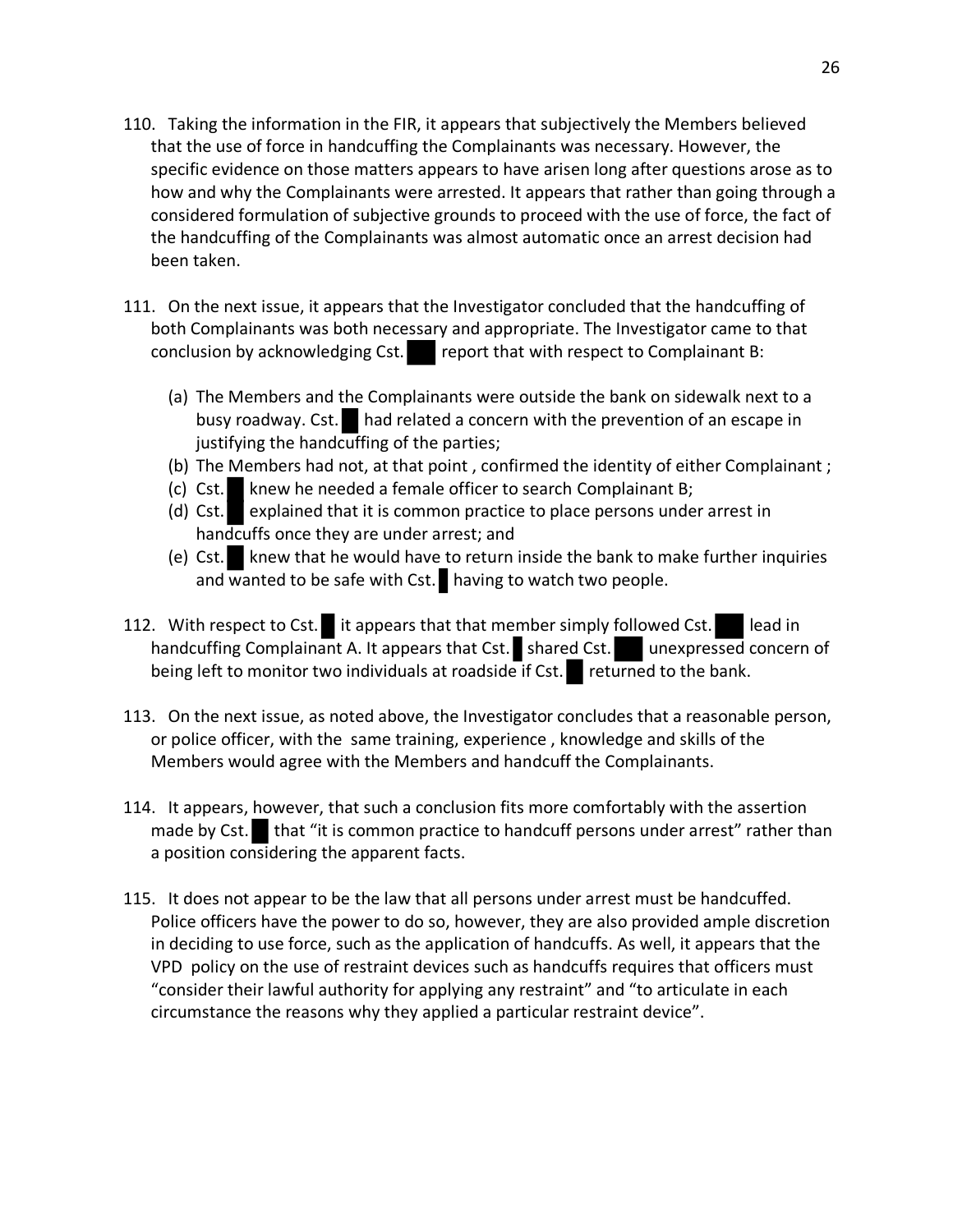110. Taking the information in the FIR, it appears that subjectively the Members believed that the use of force in handcuffing the Complainants was necessary. However, the specific evidence on those matters appears to have arisen long after questions arose as to how and why the Complainants were arrested. It appears that rather than going through a considered formulation of subjective grounds to proceed with the use of force, the fact of the handcuffing of the Complainants was almost automatic once an arrest decision had been taken.

111. On the next issue, it appears that the Investigator concluded that the handcuffing of both Complainants was both necessary and appropriate. The Investigator came to that conclusion by acknowledging Cst. ███ report that with respect to Complainant B:

    (a) The Members and the Complainants were outside the bank on sidewalk next to a busy roadway. Cst. █ had related a concern with the prevention of an escape in justifying the handcuffing of the parties;
    (b) The Members had not, at that point , confirmed the identity of either Complainant ;
    (c) Cst. █ knew he needed a female officer to search Complainant B;
    (d) Cst. █ explained that it is common practice to place persons under arrest in handcuffs once they are under arrest; and
    (e) Cst. █ knew that he would have to return inside the bank to make further inquiries and wanted to be safe with Cst. █ having to watch two people.

112. With respect to Cst. █ it appears that that member simply followed Cst. ███ lead in handcuffing Complainant A. It appears that Cst. █ shared Cst. ███ unexpressed concern of being left to monitor two individuals at roadside if Cst. █ returned to the bank.

113. On the next issue, as noted above, the Investigator concludes that a reasonable person, or police officer, with the same training, experience , knowledge and skills of the Members would agree with the Members and handcuff the Complainants.

114. It appears, however, that such a conclusion fits more comfortably with the assertion made by Cst. █ that "it is common practice to handcuff persons under arrest" rather than a position considering the apparent facts.

115. It does not appear to be the law that all persons under arrest must be handcuffed. Police officers have the power to do so, however, they are also provided ample discretion in deciding to use force, such as the application of handcuffs. As well, it appears that the VPD policy on the use of restraint devices such as handcuffs requires that officers must "consider their lawful authority for applying any restraint" and "to articulate in each circumstance the reasons why they applied a particular restraint device".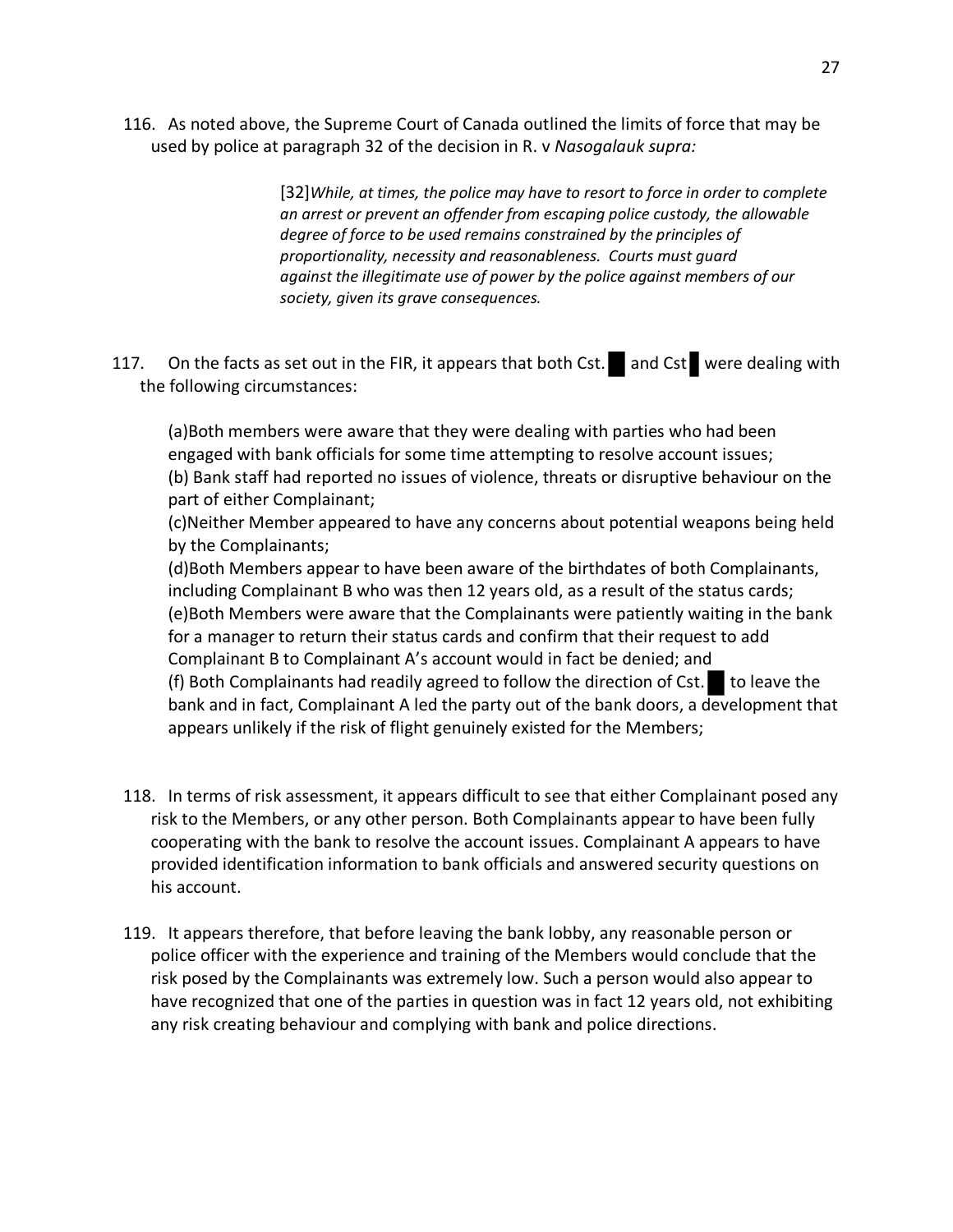116. As noted above, the Supreme Court of Canada outlined the limits of force that may be used by police at paragraph 32 of the decision in R. v *Nasogalauk supra:*

> [32]*While, at times, the police may have to resort to force in order to complete an arrest or prevent an offender from escaping police custody, the allowable degree of force to be used remains constrained by the principles of proportionality, necessity and reasonableness. Courts must guard against the illegitimate use of power by the police against members of our society, given its grave consequences.*

117. On the facts as set out in the FIR, it appears that both Cst. █ and Cst █ were dealing with the following circumstances:

(a)Both members were aware that they were dealing with parties who had been engaged with bank officials for some time attempting to resolve account issues;
(b) Bank staff had reported no issues of violence, threats or disruptive behaviour on the part of either Complainant;
(c)Neither Member appeared to have any concerns about potential weapons being held by the Complainants;
(d)Both Members appear to have been aware of the birthdates of both Complainants, including Complainant B who was then 12 years old, as a result of the status cards;
(e)Both Members were aware that the Complainants were patiently waiting in the bank for a manager to return their status cards and confirm that their request to add Complainant B to Complainant A's account would in fact be denied; and
(f) Both Complainants had readily agreed to follow the direction of Cst. █ to leave the bank and in fact, Complainant A led the party out of the bank doors, a development that appears unlikely if the risk of flight genuinely existed for the Members;

118. In terms of risk assessment, it appears difficult to see that either Complainant posed any risk to the Members, or any other person. Both Complainants appear to have been fully cooperating with the bank to resolve the account issues. Complainant A appears to have provided identification information to bank officials and answered security questions on his account.

119. It appears therefore, that before leaving the bank lobby, any reasonable person or police officer with the experience and training of the Members would conclude that the risk posed by the Complainants was extremely low. Such a person would also appear to have recognized that one of the parties in question was in fact 12 years old, not exhibiting any risk creating behaviour and complying with bank and police directions.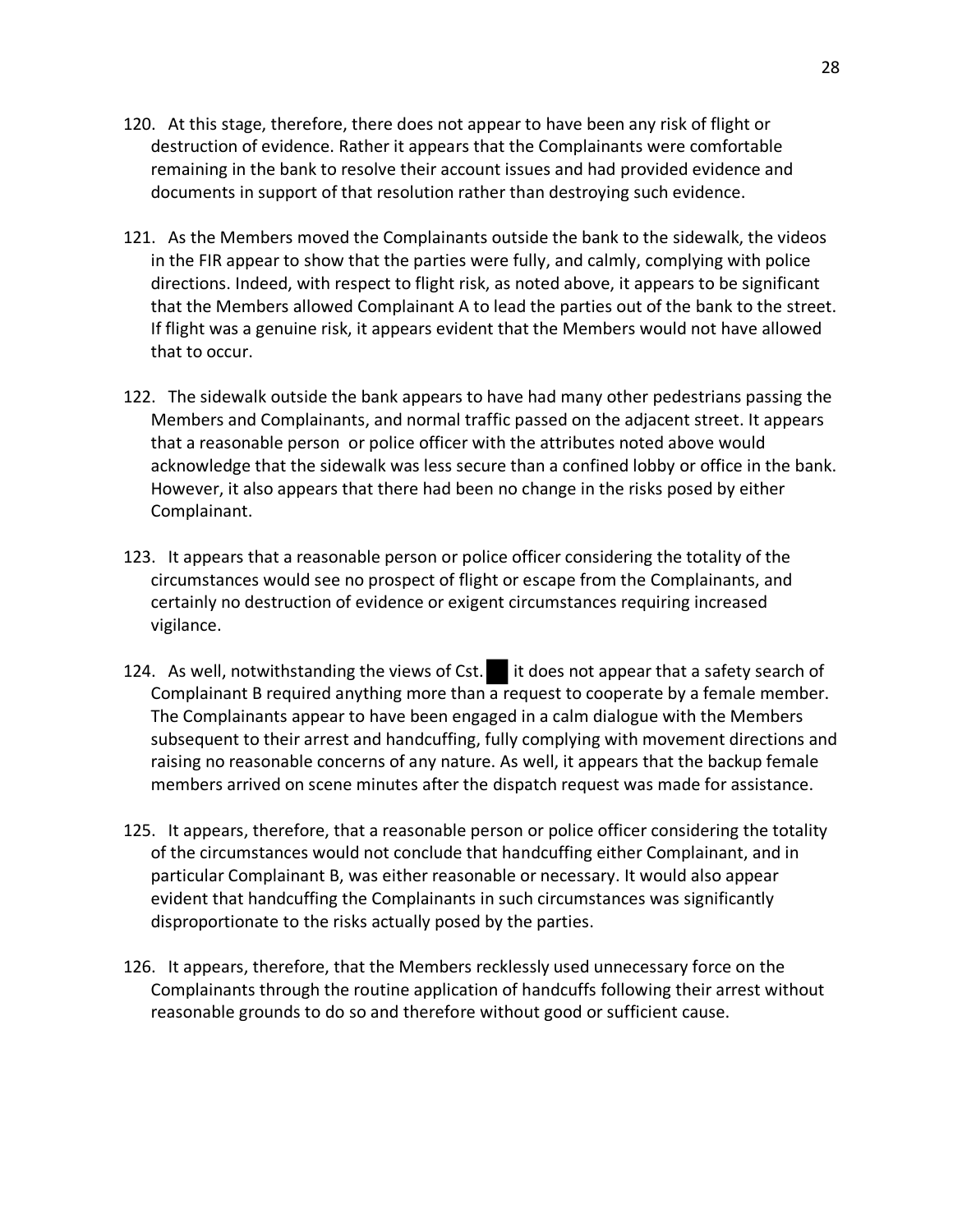120. At this stage, therefore, there does not appear to have been any risk of flight or destruction of evidence. Rather it appears that the Complainants were comfortable remaining in the bank to resolve their account issues and had provided evidence and documents in support of that resolution rather than destroying such evidence.

121. As the Members moved the Complainants outside the bank to the sidewalk, the videos in the FIR appear to show that the parties were fully, and calmly, complying with police directions. Indeed, with respect to flight risk, as noted above, it appears to be significant that the Members allowed Complainant A to lead the parties out of the bank to the street. If flight was a genuine risk, it appears evident that the Members would not have allowed that to occur.

122. The sidewalk outside the bank appears to have had many other pedestrians passing the Members and Complainants, and normal traffic passed on the adjacent street. It appears that a reasonable person or police officer with the attributes noted above would acknowledge that the sidewalk was less secure than a confined lobby or office in the bank. However, it also appears that there had been no change in the risks posed by either Complainant.

123. It appears that a reasonable person or police officer considering the totality of the circumstances would see no prospect of flight or escape from the Complainants, and certainly no destruction of evidence or exigent circumstances requiring increased vigilance.

124. As well, notwithstanding the views of Cst. █ it does not appear that a safety search of Complainant B required anything more than a request to cooperate by a female member. The Complainants appear to have been engaged in a calm dialogue with the Members subsequent to their arrest and handcuffing, fully complying with movement directions and raising no reasonable concerns of any nature. As well, it appears that the backup female members arrived on scene minutes after the dispatch request was made for assistance.

125. It appears, therefore, that a reasonable person or police officer considering the totality of the circumstances would not conclude that handcuffing either Complainant, and in particular Complainant B, was either reasonable or necessary. It would also appear evident that handcuffing the Complainants in such circumstances was significantly disproportionate to the risks actually posed by the parties.

126. It appears, therefore, that the Members recklessly used unnecessary force on the Complainants through the routine application of handcuffs following their arrest without reasonable grounds to do so and therefore without good or sufficient cause.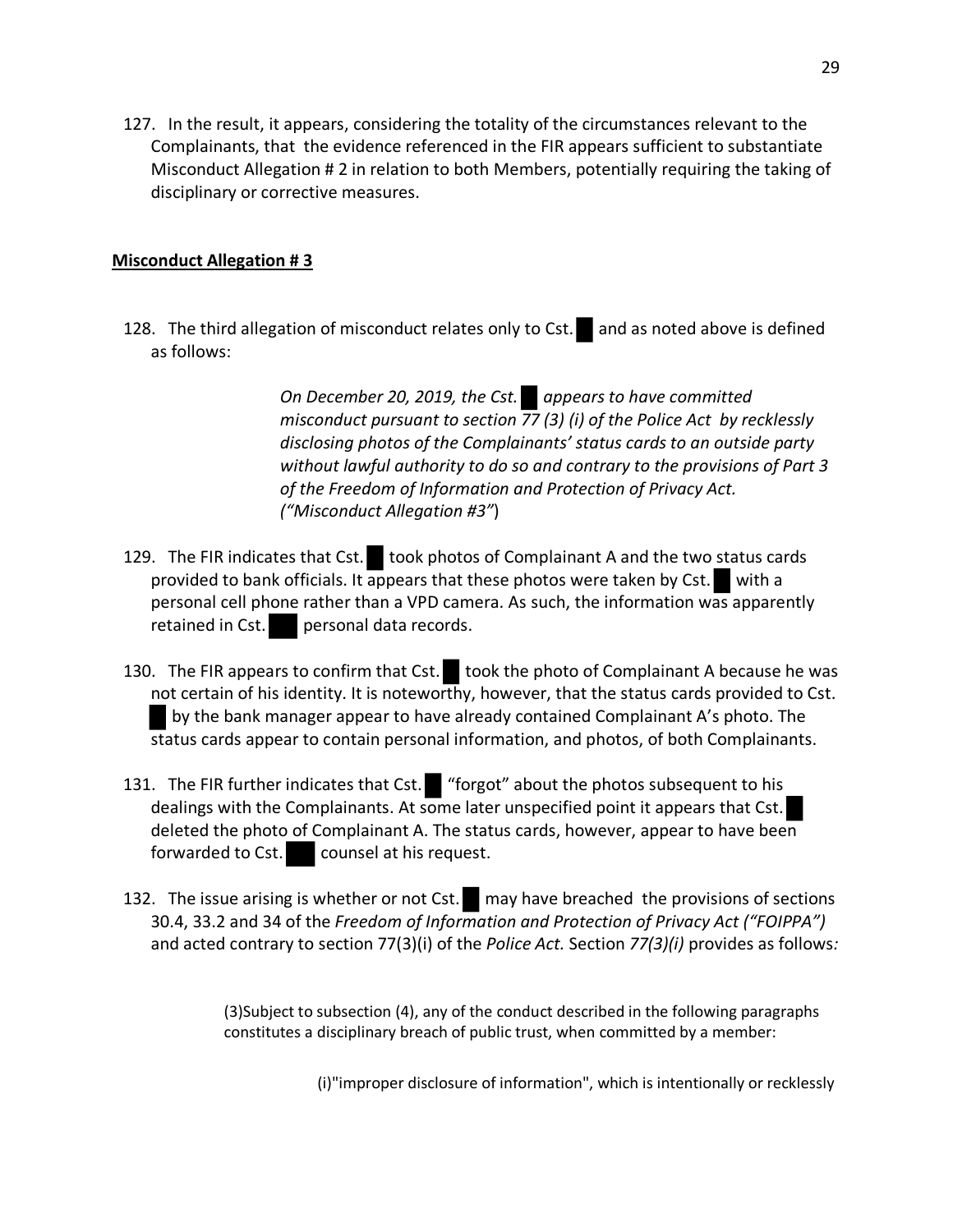127. In the result, it appears, considering the totality of the circumstances relevant to the Complainants, that the evidence referenced in the FIR appears sufficient to substantiate Misconduct Allegation # 2 in relation to both Members, potentially requiring the taking of disciplinary or corrective measures.

**Misconduct Allegation # 3**

128. The third allegation of misconduct relates only to Cst. █ and as noted above is defined as follows:

> *On December 20, 2019, the Cst. █ appears to have committed misconduct pursuant to section 77 (3) (i) of the Police Act by recklessly disclosing photos of the Complainants' status cards to an outside party without lawful authority to do so and contrary to the provisions of Part 3 of the Freedom of Information and Protection of Privacy Act. ("Misconduct Allegation #3"*)

129. The FIR indicates that Cst. █ took photos of Complainant A and the two status cards provided to bank officials. It appears that these photos were taken by Cst. █ with a personal cell phone rather than a VPD camera. As such, the information was apparently retained in Cst. █ personal data records.

130. The FIR appears to confirm that Cst. █ took the photo of Complainant A because he was not certain of his identity. It is noteworthy, however, that the status cards provided to Cst. █ by the bank manager appear to have already contained Complainant A's photo. The status cards appear to contain personal information, and photos, of both Complainants.

131. The FIR further indicates that Cst. █ "forgot" about the photos subsequent to his dealings with the Complainants. At some later unspecified point it appears that Cst. █ deleted the photo of Complainant A. The status cards, however, appear to have been forwarded to Cst. █ counsel at his request.

132. The issue arising is whether or not Cst. █ may have breached the provisions of sections 30.4, 33.2 and 34 of the *Freedom of Information and Protection of Privacy Act ("FOIPPA")* and acted contrary to section 77(3)(i) of the *Police Act.* Section *77(3)(i)* provides as follows*:*

> (3)Subject to subsection (4), any of the conduct described in the following paragraphs constitutes a disciplinary breach of public trust, when committed by a member:
>
> (i)"improper disclosure of information", which is intentionally or recklessly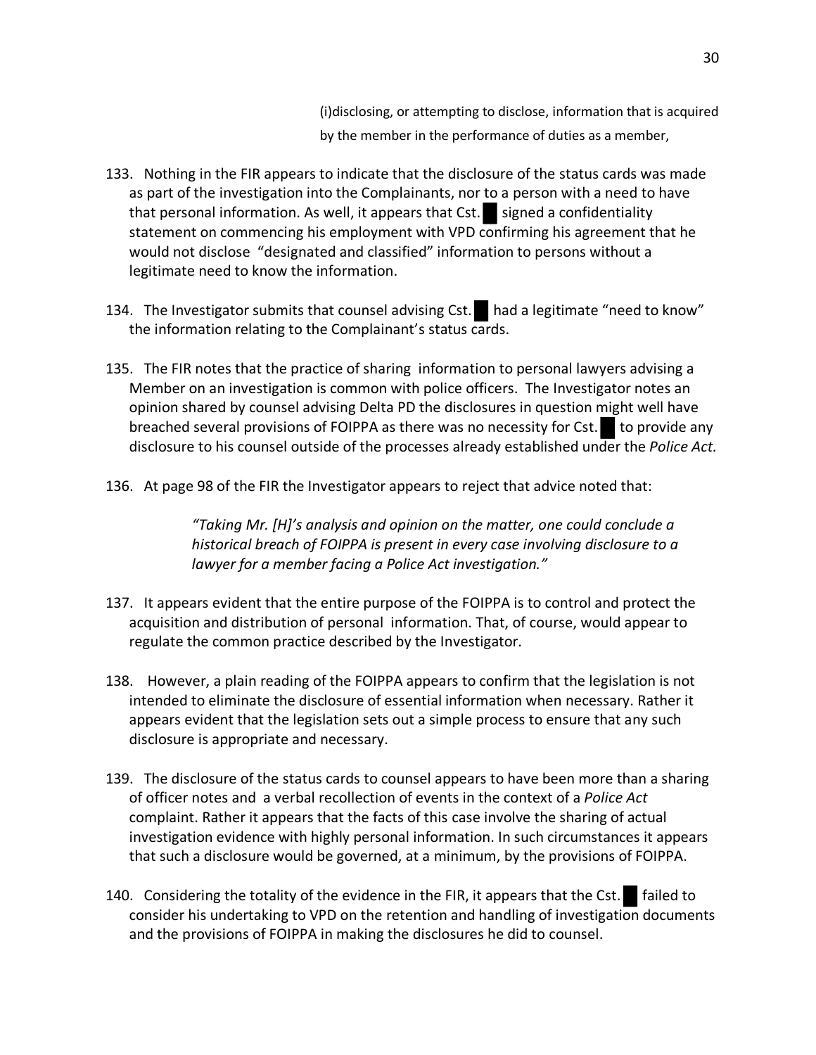(i)disclosing, or attempting to disclose, information that is acquired by the member in the performance of duties as a member,

133. Nothing in the FIR appears to indicate that the disclosure of the status cards was made as part of the investigation into the Complainants, nor to a person with a need to have that personal information. As well, it appears that Cst. █ signed a confidentiality statement on commencing his employment with VPD confirming his agreement that he would not disclose "designated and classified" information to persons without a legitimate need to know the information.

134. The Investigator submits that counsel advising Cst. █ had a legitimate "need to know" the information relating to the Complainant's status cards.

135. The FIR notes that the practice of sharing information to personal lawyers advising a Member on an investigation is common with police officers. The Investigator notes an opinion shared by counsel advising Delta PD the disclosures in question might well have breached several provisions of FOIPPA as there was no necessity for Cst. █ to provide any disclosure to his counsel outside of the processes already established under the *Police Act.*

136. At page 98 of the FIR the Investigator appears to reject that advice noted that:

> *"Taking Mr. [H]'s analysis and opinion on the matter, one could conclude a historical breach of FOIPPA is present in every case involving disclosure to a lawyer for a member facing a Police Act investigation."*

137. It appears evident that the entire purpose of the FOIPPA is to control and protect the acquisition and distribution of personal information. That, of course, would appear to regulate the common practice described by the Investigator.

138. However, a plain reading of the FOIPPA appears to confirm that the legislation is not intended to eliminate the disclosure of essential information when necessary. Rather it appears evident that the legislation sets out a simple process to ensure that any such disclosure is appropriate and necessary.

139. The disclosure of the status cards to counsel appears to have been more than a sharing of officer notes and a verbal recollection of events in the context of a *Police Act* complaint. Rather it appears that the facts of this case involve the sharing of actual investigation evidence with highly personal information. In such circumstances it appears that such a disclosure would be governed, at a minimum, by the provisions of FOIPPA.

140. Considering the totality of the evidence in the FIR, it appears that the Cst. █ failed to consider his undertaking to VPD on the retention and handling of investigation documents and the provisions of FOIPPA in making the disclosures he did to counsel.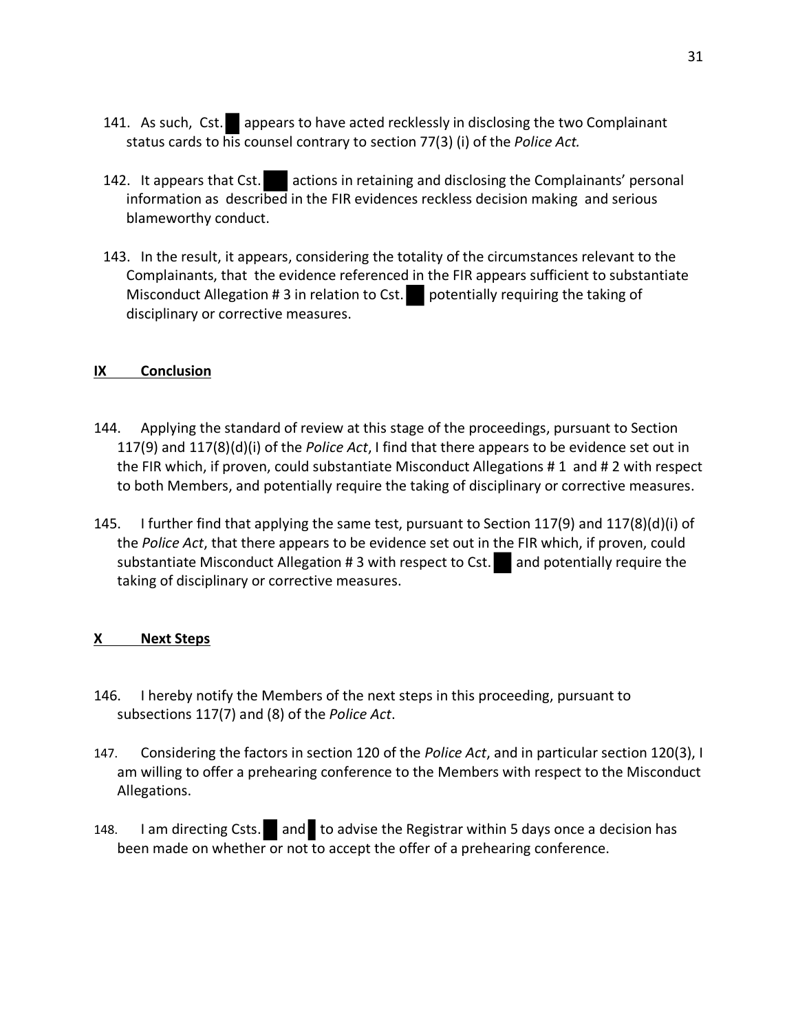141. As such, Cst. ██ appears to have acted recklessly in disclosing the two Complainant status cards to his counsel contrary to section 77(3) (i) of the *Police Act.*

142. It appears that Cst. ███ actions in retaining and disclosing the Complainants' personal information as described in the FIR evidences reckless decision making and serious blameworthy conduct.

143. In the result, it appears, considering the totality of the circumstances relevant to the Complainants, that the evidence referenced in the FIR appears sufficient to substantiate Misconduct Allegation # 3 in relation to Cst. ██ potentially requiring the taking of disciplinary or corrective measures.

## IX Conclusion

144. Applying the standard of review at this stage of the proceedings, pursuant to Section 117(9) and 117(8)(d)(i) of the *Police Act*, I find that there appears to be evidence set out in the FIR which, if proven, could substantiate Misconduct Allegations # 1 and # 2 with respect to both Members, and potentially require the taking of disciplinary or corrective measures.

145. I further find that applying the same test, pursuant to Section 117(9) and 117(8)(d)(i) of the *Police Act*, that there appears to be evidence set out in the FIR which, if proven, could substantiate Misconduct Allegation # 3 with respect to Cst. ██ and potentially require the taking of disciplinary or corrective measures.

## X Next Steps

146. I hereby notify the Members of the next steps in this proceeding, pursuant to subsections 117(7) and (8) of the *Police Act*.

147. Considering the factors in section 120 of the *Police Act*, and in particular section 120(3), I am willing to offer a prehearing conference to the Members with respect to the Misconduct Allegations.

148. I am directing Csts. ██ and █ to advise the Registrar within 5 days once a decision has been made on whether or not to accept the offer of a prehearing conference.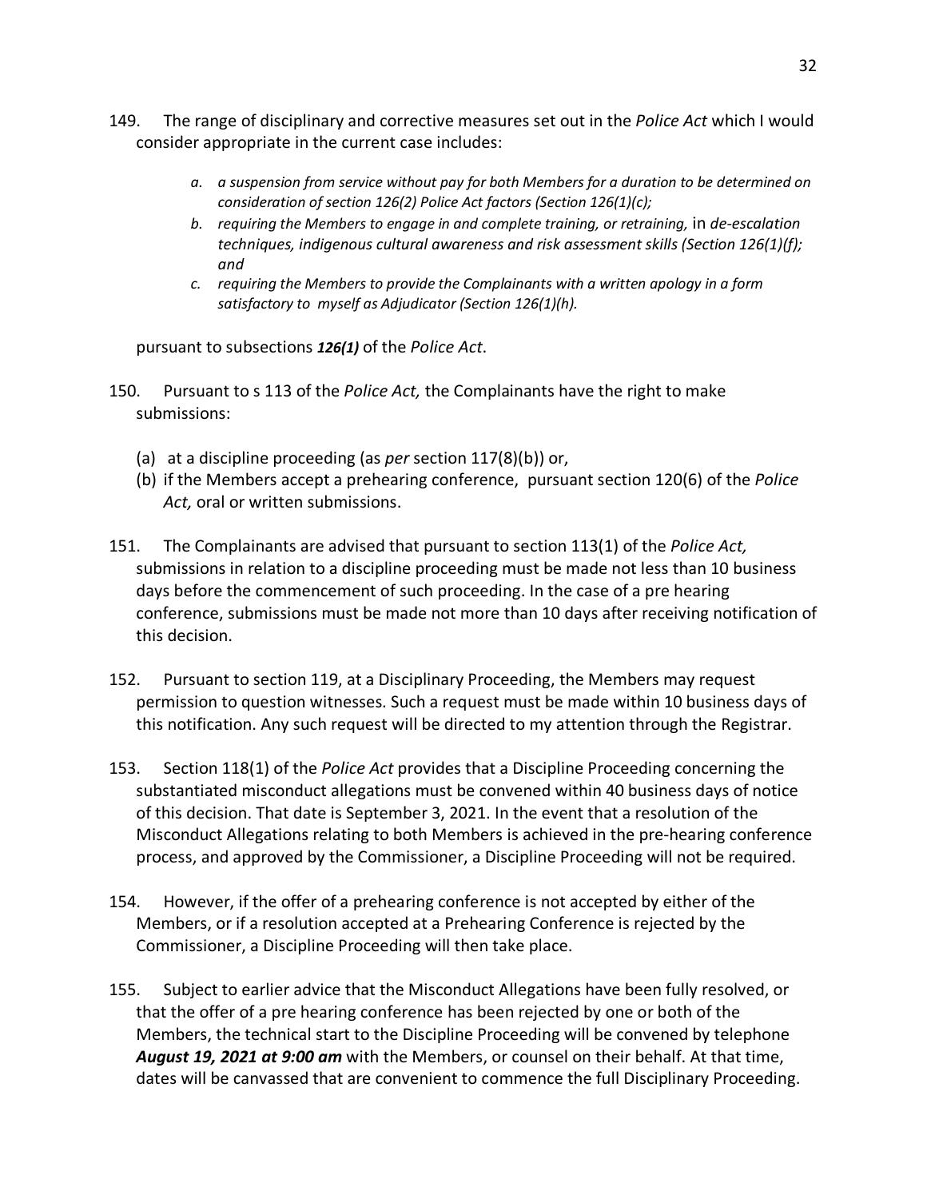149. The range of disciplinary and corrective measures set out in the *Police Act* which I would consider appropriate in the current case includes:

    a. *a suspension from service without pay for both Members for a duration to be determined on consideration of section 126(2) Police Act factors (Section 126(1)(c);*
    b. *requiring the Members to engage in and complete training, or retraining,* in *de-escalation techniques, indigenous cultural awareness and risk assessment skills (Section 126(1)(f); and*
    c. *requiring the Members to provide the Complainants with a written apology in a form satisfactory to myself as Adjudicator (Section 126(1)(h).*

    pursuant to subsections ***126(1)*** of the *Police Act*.

150. Pursuant to s 113 of the *Police Act,* the Complainants have the right to make submissions:

    (a) at a discipline proceeding (as *per* section 117(8)(b)) or,
    (b) if the Members accept a prehearing conference, pursuant section 120(6) of the *Police Act,* oral or written submissions.

151. The Complainants are advised that pursuant to section 113(1) of the *Police Act,* submissions in relation to a discipline proceeding must be made not less than 10 business days before the commencement of such proceeding. In the case of a pre hearing conference, submissions must be made not more than 10 days after receiving notification of this decision.

152. Pursuant to section 119, at a Disciplinary Proceeding, the Members may request permission to question witnesses. Such a request must be made within 10 business days of this notification. Any such request will be directed to my attention through the Registrar.

153. Section 118(1) of the *Police Act* provides that a Discipline Proceeding concerning the substantiated misconduct allegations must be convened within 40 business days of notice of this decision. That date is September 3, 2021. In the event that a resolution of the Misconduct Allegations relating to both Members is achieved in the pre-hearing conference process, and approved by the Commissioner, a Discipline Proceeding will not be required.

154. However, if the offer of a prehearing conference is not accepted by either of the Members, or if a resolution accepted at a Prehearing Conference is rejected by the Commissioner, a Discipline Proceeding will then take place.

155. Subject to earlier advice that the Misconduct Allegations have been fully resolved, or that the offer of a pre hearing conference has been rejected by one or both of the Members, the technical start to the Discipline Proceeding will be convened by telephone ***August 19, 2021 at 9:00 am*** with the Members, or counsel on their behalf. At that time, dates will be canvassed that are convenient to commence the full Disciplinary Proceeding.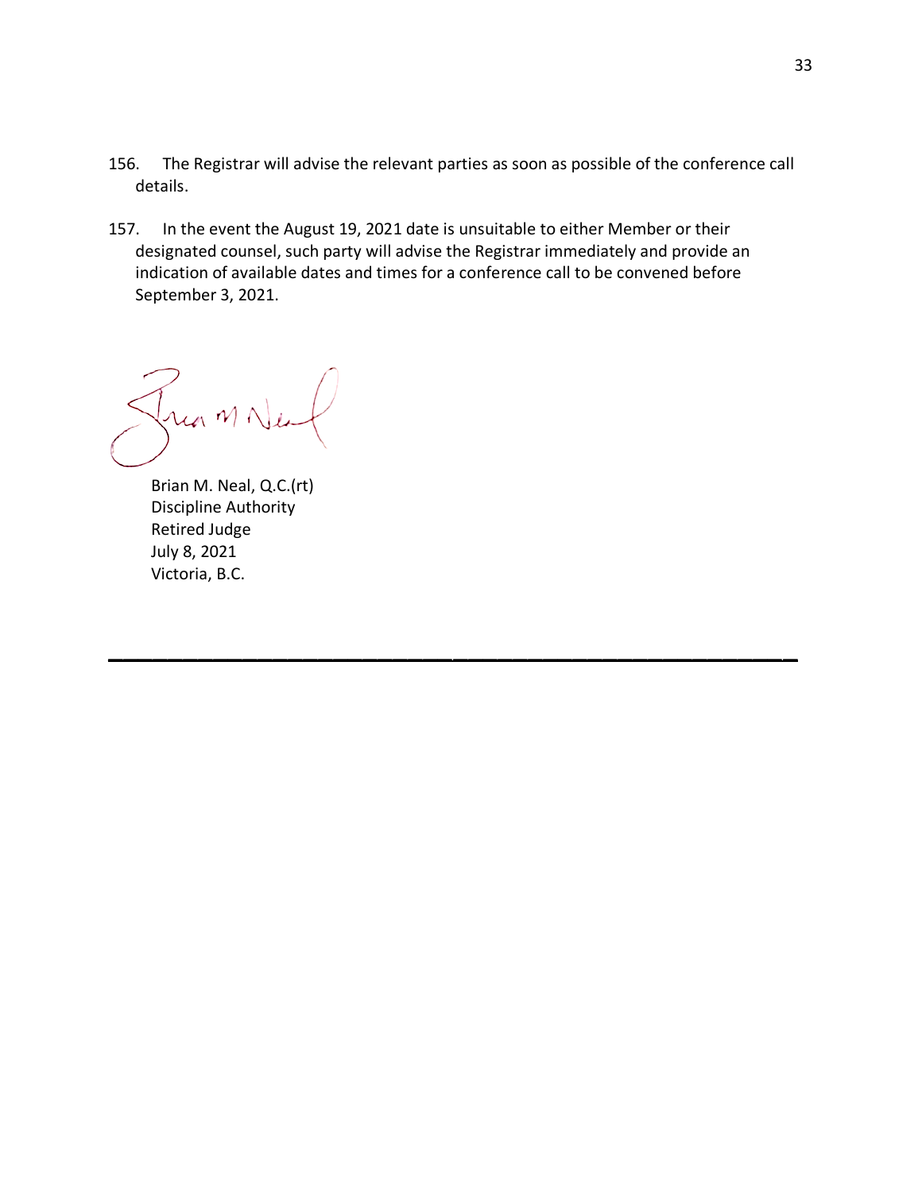156. The Registrar will advise the relevant parties as soon as possible of the conference call details.

157. In the event the August 19, 2021 date is unsuitable to either Member or their designated counsel, such party will advise the Registrar immediately and provide an indication of available dates and times for a conference call to be convened before September 3, 2021.

Brian M. Neal, Q.C.(rt)
Discipline Authority
Retired Judge
July 8, 2021
Victoria, B.C.